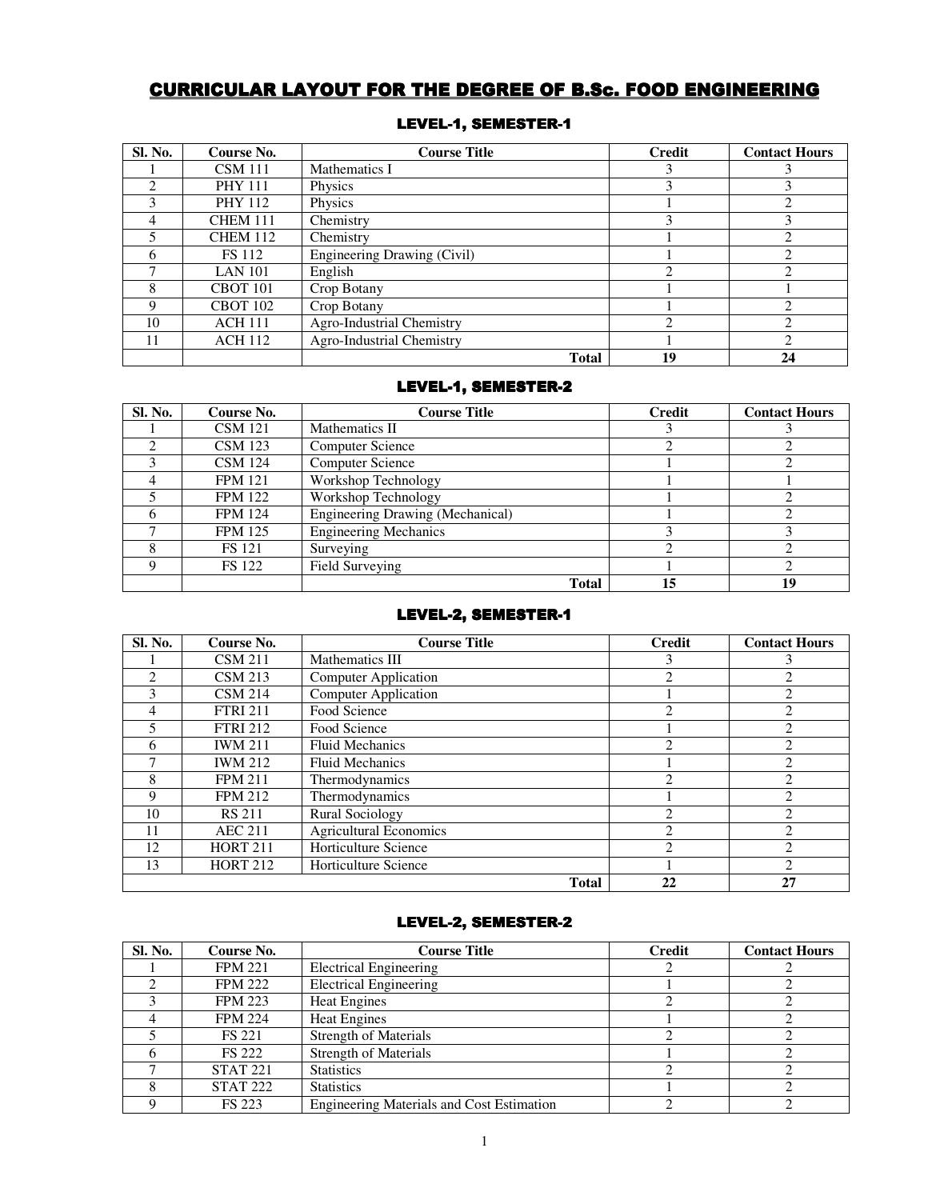# CURRICULAR LAYOUT FOR THE DEGREE OF B.Sc. FOOD ENGINEERING

## LEVEL-1, SEMESTER-1

| Sl. No. | Course No. | Course Title | Credit | Contact Hours |
|---|---|---|---|---|
| 1 | CSM 111 | Mathematics I | 3 | 3 |
| 2 | PHY 111 | Physics | 3 | 3 |
| 3 | PHY 112 | Physics | 1 | 2 |
| 4 | CHEM 111 | Chemistry | 3 | 3 |
| 5 | CHEM 112 | Chemistry | 1 | 2 |
| 6 | FS 112 | Engineering Drawing (Civil) | 1 | 2 |
| 7 | LAN 101 | English | 2 | 2 |
| 8 | CBOT 101 | Crop Botany | 1 | 1 |
| 9 | CBOT 102 | Crop Botany | 1 | 2 |
| 10 | ACH 111 | Agro-Industrial Chemistry | 2 | 2 |
| 11 | ACH 112 | Agro-Industrial Chemistry | 1 | 2 |
| | | **Total** | **19** | **24** |

## LEVEL-1, SEMESTER-2

| Sl. No. | Course No. | Course Title | Credit | Contact Hours |
|---|---|---|---|---|
| 1 | CSM 121 | Mathematics II | 3 | 3 |
| 2 | CSM 123 | Computer Science | 2 | 2 |
| 3 | CSM 124 | Computer Science | 1 | 2 |
| 4 | FPM 121 | Workshop Technology | 1 | 1 |
| 5 | FPM 122 | Workshop Technology | 1 | 2 |
| 6 | FPM 124 | Engineering Drawing (Mechanical) | 1 | 2 |
| 7 | FPM 125 | Engineering Mechanics | 3 | 3 |
| 8 | FS 121 | Surveying | 2 | 2 |
| 9 | FS 122 | Field Surveying | 1 | 2 |
| | | **Total** | **15** | **19** |

## LEVEL-2, SEMESTER-1

| Sl. No. | Course No. | Course Title | Credit | Contact Hours |
|---|---|---|---|---|
| 1 | CSM 211 | Mathematics III | 3 | 3 |
| 2 | CSM 213 | Computer Application | 2 | 2 |
| 3 | CSM 214 | Computer Application | 1 | 2 |
| 4 | FTRI 211 | Food Science | 2 | 2 |
| 5 | FTRI 212 | Food Science | 1 | 2 |
| 6 | IWM 211 | Fluid Mechanics | 2 | 2 |
| 7 | IWM 212 | Fluid Mechanics | 1 | 2 |
| 8 | FPM 211 | Thermodynamics | 2 | 2 |
| 9 | FPM 212 | Thermodynamics | 1 | 2 |
| 10 | RS 211 | Rural Sociology | 2 | 2 |
| 11 | AEC 211 | Agricultural Economics | 2 | 2 |
| 12 | HORT 211 | Horticulture Science | 2 | 2 |
| 13 | HORT 212 | Horticulture Science | 1 | 2 |
| | | **Total** | **22** | **27** |

## LEVEL-2, SEMESTER-2

| Sl. No. | Course No. | Course Title | Credit | Contact Hours |
|---|---|---|---|---|
| 1 | FPM 221 | Electrical Engineering | 2 | 2 |
| 2 | FPM 222 | Electrical Engineering | 1 | 2 |
| 3 | FPM 223 | Heat Engines | 2 | 2 |
| 4 | FPM 224 | Heat Engines | 1 | 2 |
| 5 | FS 221 | Strength of Materials | 2 | 2 |
| 6 | FS 222 | Strength of Materials | 1 | 2 |
| 7 | STAT 221 | Statistics | 2 | 2 |
| 8 | STAT 222 | Statistics | 1 | 2 |
| 9 | FS 223 | Engineering Materials and Cost Estimation | 2 | 2 |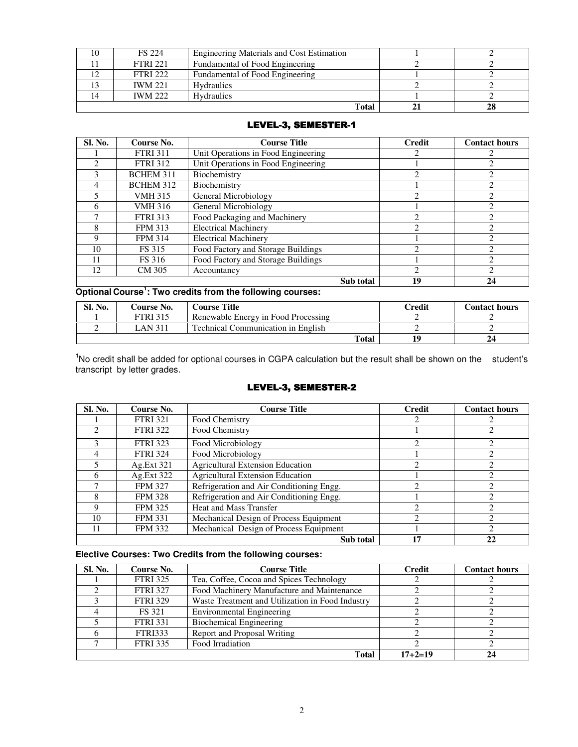| 10 | FS 224 | Engineering Materials and Cost Estimation | 1 | 2 |
|---|---|---|---|---|
| 11 | FTRI 221 | Fundamental of Food Engineering | 2 | 2 |
| 12 | FTRI 222 | Fundamental of Food Engineering | 1 | 2 |
| 13 | IWM 221 | Hydraulics | 2 | 2 |
| 14 | IWM 222 | Hydraulics | 1 | 2 |
| | | **Total** | **21** | **28** |

## LEVEL-3, SEMESTER-1

| Sl. No. | Course No. | Course Title | Credit | Contact hours |
|---|---|---|---|---|
| 1 | FTRI 311 | Unit Operations in Food Engineering | 2 | 2 |
| 2 | FTRI 312 | Unit Operations in Food Engineering | 1 | 2 |
| 3 | BCHEM 311 | Biochemistry | 2 | 2 |
| 4 | BCHEM 312 | Biochemistry | 1 | 2 |
| 5 | VMH 315 | General Microbiology | 2 | 2 |
| 6 | VMH 316 | General Microbiology | 1 | 2 |
| 7 | FTRI 313 | Food Packaging and Machinery | 2 | 2 |
| 8 | FPM 313 | Electrical Machinery | 2 | 2 |
| 9 | FPM 314 | Electrical Machinery | 1 | 2 |
| 10 | FS 315 | Food Factory and Storage Buildings | 2 | 2 |
| 11 | FS 316 | Food Factory and Storage Buildings | 1 | 2 |
| 12 | CM 305 | Accountancy | 2 | 2 |
| | | **Sub total** | **19** | **24** |

**Optional Course[1]: Two credits from the following courses:**

| Sl. No. | Course No. | Course Title | Credit | Contact hours |
|---|---|---|---|---|
| 1 | FTRI 315 | Renewable Energy in Food Processing | 2 | 2 |
| 2 | LAN 311 | Technical Communication in English | 2 | 2 |
| | | **Total** | **19** | **24** |

[1]No credit shall be added for optional courses in CGPA calculation but the result shall be shown on the student's transcript by letter grades.

## LEVEL-3, SEMESTER-2

| Sl. No. | Course No. | Course Title | Credit | Contact hours |
|---|---|---|---|---|
| 1 | FTRI 321 | Food Chemistry | 2 | 2 |
| 2 | FTRI 322 | Food Chemistry | 1 | 2 |
| 3 | FTRI 323 | Food Microbiology | 2 | 2 |
| 4 | FTRI 324 | Food Microbiology | 1 | 2 |
| 5 | Ag.Ext 321 | Agricultural Extension Education | 2 | 2 |
| 6 | Ag.Ext 322 | Agricultural Extension Education | 1 | 2 |
| 7 | FPM 327 | Refrigeration and Air Conditioning Engg. | 2 | 2 |
| 8 | FPM 328 | Refrigeration and Air Conditioning Engg. | 1 | 2 |
| 9 | FPM 325 | Heat and Mass Transfer | 2 | 2 |
| 10 | FPM 331 | Mechanical Design of Process Equipment | 2 | 2 |
| 11 | FPM 332 | Mechanical Design of Process Equipment | 1 | 2 |
| | | **Sub total** | **17** | **22** |

**Elective Courses: Two Credits from the following courses:**

| Sl. No. | Course No. | Course Title | Credit | Contact hours |
|---|---|---|---|---|
| 1 | FTRI 325 | Tea, Coffee, Cocoa and Spices Technology | 2 | 2 |
| 2 | FTRI 327 | Food Machinery Manufacture and Maintenance | 2 | 2 |
| 3 | FTRI 329 | Waste Treatment and Utilization in Food Industry | 2 | 2 |
| 4 | FS 321 | Environmental Engineering | 2 | 2 |
| 5 | FTRI 331 | Biochemical Engineering | 2 | 2 |
| 6 | FTRI333 | Report and Proposal Writing | 2 | 2 |
| 7 | FTRI 335 | Food Irradiation | 2 | 2 |
| | | **Total** | **17+2=19** | **24** |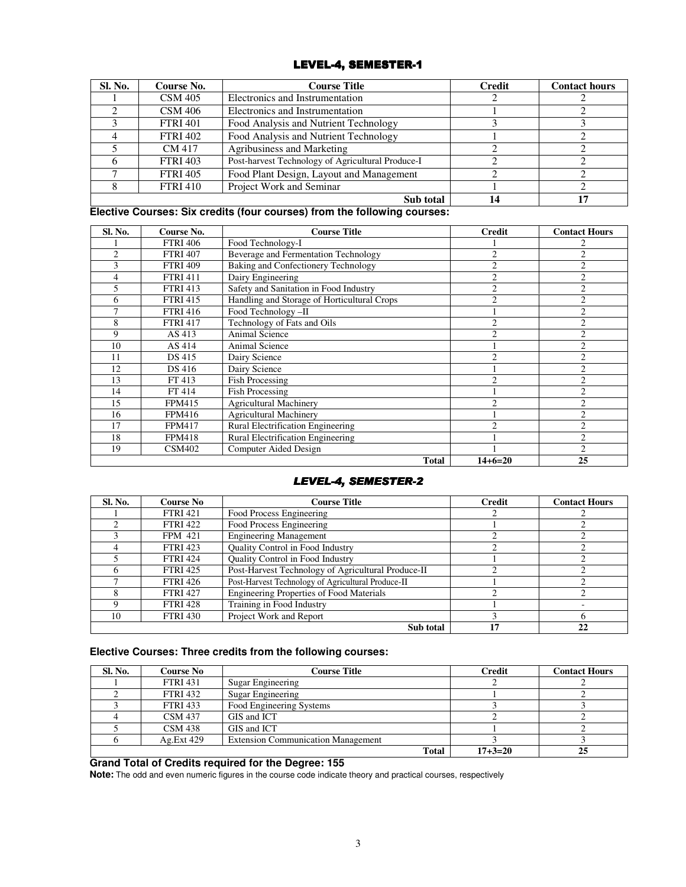## LEVEL-4, SEMESTER-1

| Sl. No. | Course No. | Course Title | Credit | Contact hours |
|---|---|---|---|---|
| 1 | CSM 405 | Electronics and Instrumentation | 2 | 2 |
| 2 | CSM 406 | Electronics and Instrumentation | 1 | 2 |
| 3 | FTRI 401 | Food Analysis and Nutrient Technology | 3 | 3 |
| 4 | FTRI 402 | Food Analysis and Nutrient Technology | 1 | 2 |
| 5 | CM 417 | Agribusiness and Marketing | 2 | 2 |
| 6 | FTRI 403 | Post-harvest Technology of Agricultural Produce-I | 2 | 2 |
| 7 | FTRI 405 | Food Plant Design, Layout and Management | 2 | 2 |
| 8 | FTRI 410 | Project Work and Seminar | 1 | 2 |
| | | **Sub total** | **14** | **17** |

**Elective Courses: Six credits (four courses) from the following courses:**

| Sl. No. | Course No. | Course Title | Credit | Contact Hours |
|---|---|---|---|---|
| 1 | FTRI 406 | Food Technology-I | 1 | 2 |
| 2 | FTRI 407 | Beverage and Fermentation Technology | 2 | 2 |
| 3 | FTRI 409 | Baking and Confectionery Technology | 2 | 2 |
| 4 | FTRI 411 | Dairy Engineering | 2 | 2 |
| 5 | FTRI 413 | Safety and Sanitation in Food Industry | 2 | 2 |
| 6 | FTRI 415 | Handling and Storage of Horticultural Crops | 2 | 2 |
| 7 | FTRI 416 | Food Technology –II | 1 | 2 |
| 8 | FTRI 417 | Technology of Fats and Oils | 2 | 2 |
| 9 | AS 413 | Animal Science | 2 | 2 |
| 10 | AS 414 | Animal Science | 1 | 2 |
| 11 | DS 415 | Dairy Science | 2 | 2 |
| 12 | DS 416 | Dairy Science | 1 | 2 |
| 13 | FT 413 | Fish Processing | 2 | 2 |
| 14 | FT 414 | Fish Processing | 1 | 2 |
| 15 | FPM415 | Agricultural Machinery | 2 | 2 |
| 16 | FPM416 | Agricultural Machinery | 1 | 2 |
| 17 | FPM417 | Rural Electrification Engineering | 2 | 2 |
| 18 | FPM418 | Rural Electrification Engineering | 1 | 2 |
| 19 | CSM402 | Computer Aided Design | 1 | 2 |
| | | **Total** | **14+6=20** | **25** |

## LEVEL-4, SEMESTER-2

| Sl. No. | Course No | Course Title | Credit | Contact Hours |
|---|---|---|---|---|
| 1 | FTRI 421 | Food Process Engineering | 2 | 2 |
| 2 | FTRI 422 | Food Process Engineering | 1 | 2 |
| 3 | FPM 421 | Engineering Management | 2 | 2 |
| 4 | FTRI 423 | Quality Control in Food Industry | 2 | 2 |
| 5 | FTRI 424 | Quality Control in Food Industry | 1 | 2 |
| 6 | FTRI 425 | Post-Harvest Technology of Agricultural Produce-II | 2 | 2 |
| 7 | FTRI 426 | Post-Harvest Technology of Agricultural Produce-II | 1 | 2 |
| 8 | FTRI 427 | Engineering Properties of Food Materials | 2 | 2 |
| 9 | FTRI 428 | Training in Food Industry | 1 | - |
| 10 | FTRI 430 | Project Work and Report | 3 | 6 |
| | | **Sub total** | **17** | **22** |

**Elective Courses: Three credits from the following courses:**

| Sl. No. | Course No | Course Title | Credit | Contact Hours |
|---|---|---|---|---|
| 1 | FTRI 431 | Sugar Engineering | 2 | 2 |
| 2 | FTRI 432 | Sugar Engineering | 1 | 2 |
| 3 | FTRI 433 | Food Engineering Systems | 3 | 3 |
| 4 | CSM 437 | GIS and ICT | 2 | 2 |
| 5 | CSM 438 | GIS and ICT | 1 | 2 |
| 6 | Ag.Ext 429 | Extension Communication Management | 3 | 3 |
| | | **Total** | **17+3=20** | **25** |

**Grand Total of Credits required for the Degree: 155**

**Note:** The odd and even numeric figures in the course code indicate theory and practical courses, respectively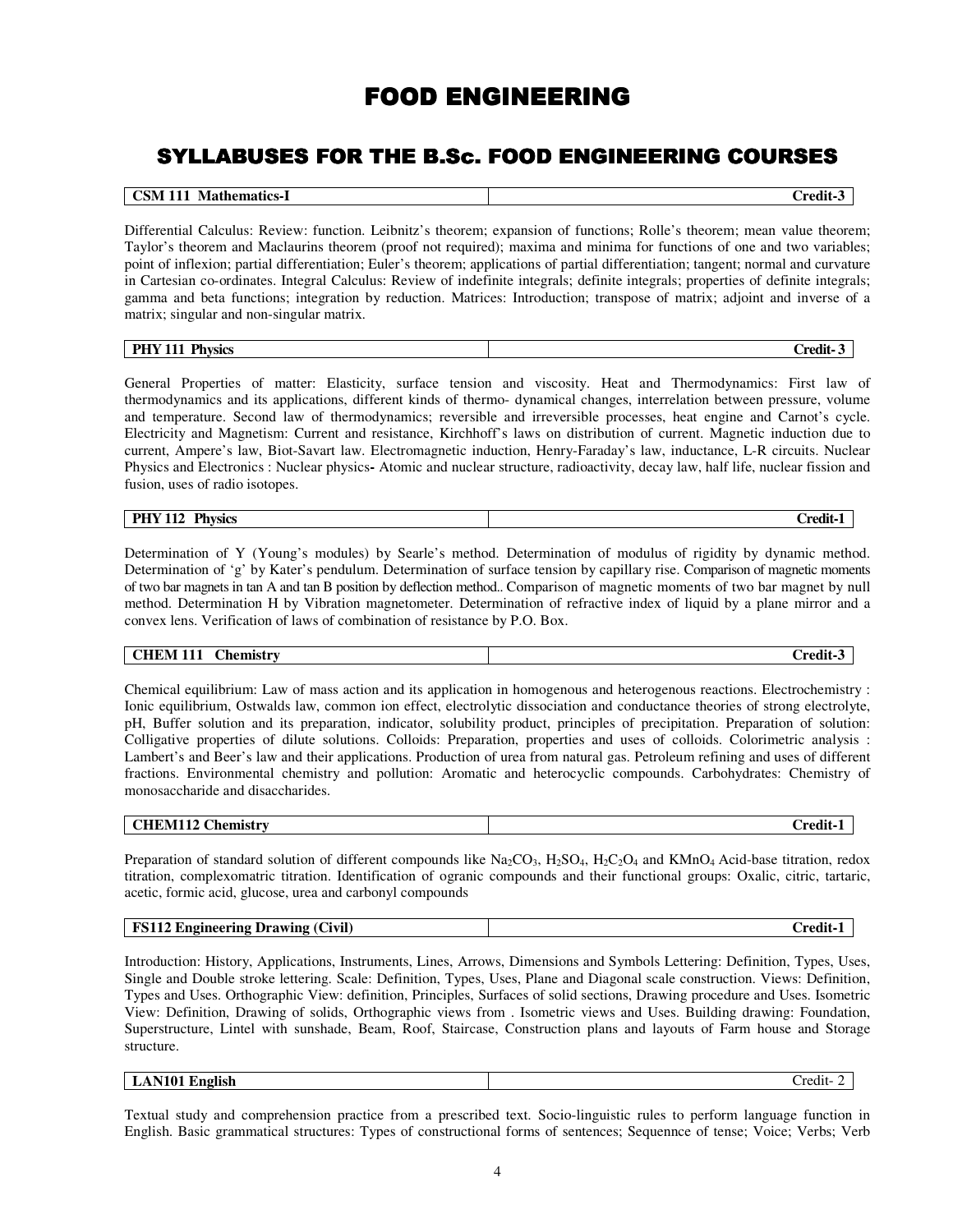# FOOD ENGINEERING

## SYLLABUSES FOR THE B.Sc. FOOD ENGINEERING COURSES

| **CSM 111 Mathematics-I** | **Credit-3** |
|---|---|

Differential Calculus: Review: function. Leibnitz's theorem; expansion of functions; Rolle's theorem; mean value theorem; Taylor's theorem and Maclaurins theorem (proof not required); maxima and minima for functions of one and two variables; point of inflexion; partial differentiation; Euler's theorem; applications of partial differentiation; tangent; normal and curvature in Cartesian co-ordinates. Integral Calculus: Review of indefinite integrals; definite integrals; properties of definite integrals; gamma and beta functions; integration by reduction. Matrices: Introduction; transpose of matrix; adjoint and inverse of a matrix; singular and non-singular matrix.

| **PHY 111 Physics** | **Credit- 3** |
|---|---|

General Properties of matter: Elasticity, surface tension and viscosity. Heat and Thermodynamics: First law of thermodynamics and its applications, different kinds of thermo- dynamical changes, interrelation between pressure, volume and temperature. Second law of thermodynamics; reversible and irreversible processes, heat engine and Carnot's cycle. Electricity and Magnetism: Current and resistance, Kirchhoff's laws on distribution of current. Magnetic induction due to current, Ampere's law, Biot-Savart law. Electromagnetic induction, Henry-Faraday's law, inductance, L-R circuits. Nuclear Physics and Electronics : Nuclear physics**-** Atomic and nuclear structure, radioactivity, decay law, half life, nuclear fission and fusion, uses of radio isotopes.

| **PHY 112 Physics** | **Credit-1** |
|---|---|

Determination of Y (Young's modules) by Searle's method. Determination of modulus of rigidity by dynamic method. Determination of 'g' by Kater's pendulum. Determination of surface tension by capillary rise. Comparison of magnetic moments of two bar magnets in tan A and tan B position by deflection method.. Comparison of magnetic moments of two bar magnet by null method. Determination H by Vibration magnetometer. Determination of refractive index of liquid by a plane mirror and a convex lens. Verification of laws of combination of resistance by P.O. Box.

| **CHEM 111 Chemistry** | **Credit-3** |
|---|---|

Chemical equilibrium: Law of mass action and its application in homogenous and heterogenous reactions. Electrochemistry : Ionic equilibrium, Ostwalds law, common ion effect, electrolytic dissociation and conductance theories of strong electrolyte, pH, Buffer solution and its preparation, indicator, solubility product, principles of precipitation. Preparation of solution: Colligative properties of dilute solutions. Colloids: Preparation, properties and uses of colloids. Colorimetric analysis : Lambert's and Beer's law and their applications. Production of urea from natural gas. Petroleum refining and uses of different fractions. Environmental chemistry and pollution: Aromatic and heterocyclic compounds. Carbohydrates: Chemistry of monosaccharide and disaccharides.

| **CHEM112 Chemistry** | **Credit-1** |
|---|---|

Preparation of standard solution of different compounds like $Na_2CO_3$, $H_2SO_4$, $H_2C_2O_4$ and $KMnO_4$ Acid-base titration, redox titration, complexomatric titration. Identification of ogranic compounds and their functional groups: Oxalic, citric, tartaric, acetic, formic acid, glucose, urea and carbonyl compounds

| **FS112 Engineering Drawing (Civil)** | **Credit-1** |
|---|---|

Introduction: History, Applications, Instruments, Lines, Arrows, Dimensions and Symbols Lettering: Definition, Types, Uses, Single and Double stroke lettering. Scale: Definition, Types, Uses, Plane and Diagonal scale construction. Views: Definition, Types and Uses. Orthographic View: definition, Principles, Surfaces of solid sections, Drawing procedure and Uses. Isometric View: Definition, Drawing of solids, Orthographic views from . Isometric views and Uses. Building drawing: Foundation, Superstructure, Lintel with sunshade, Beam, Roof, Staircase, Construction plans and layouts of Farm house and Storage structure.

| **LAN101 English** | Credit- 2 |
|---|---|

Textual study and comprehension practice from a prescribed text. Socio-linguistic rules to perform language function in English. Basic grammatical structures: Types of constructional forms of sentences; Sequennce of tense; Voice; Verbs; Verb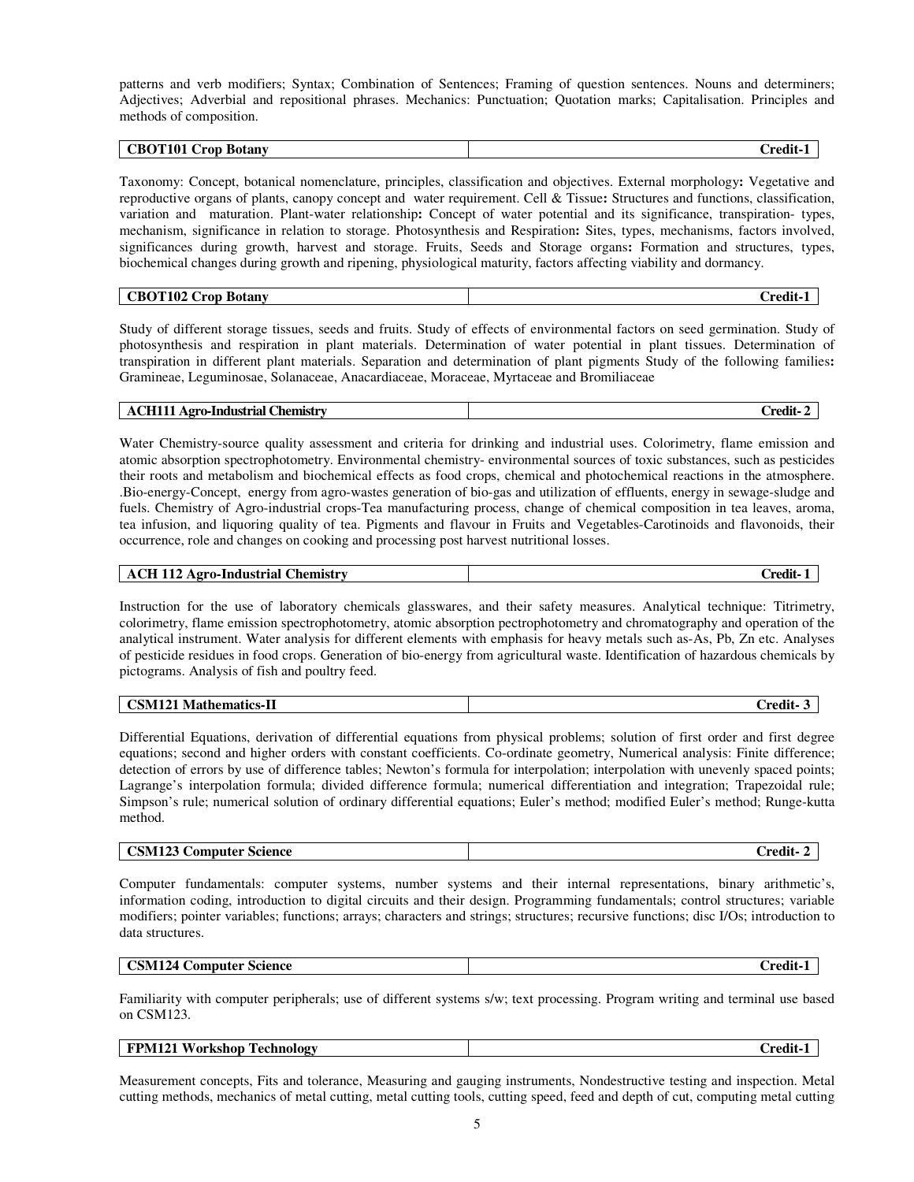patterns and verb modifiers; Syntax; Combination of Sentences; Framing of question sentences. Nouns and determiners; Adjectives; Adverbial and repositional phrases. Mechanics: Punctuation; Quotation marks; Capitalisation. Principles and methods of composition.

| **CBOT101 Crop Botany** | **Credit-1** |
|---|---|

Taxonomy: Concept, botanical nomenclature, principles, classification and objectives. External morphology**:** Vegetative and reproductive organs of plants, canopy concept and water requirement. Cell & Tissue**:** Structures and functions, classification, variation and maturation. Plant-water relationship**:** Concept of water potential and its significance, transpiration- types, mechanism, significance in relation to storage. Photosynthesis and Respiration**:** Sites, types, mechanisms, factors involved, significances during growth, harvest and storage. Fruits, Seeds and Storage organs**:** Formation and structures, types, biochemical changes during growth and ripening, physiological maturity, factors affecting viability and dormancy.

| **CBOT102 Crop Botany** | **Credit-1** |
|---|---|

Study of different storage tissues, seeds and fruits. Study of effects of environmental factors on seed germination. Study of photosynthesis and respiration in plant materials. Determination of water potential in plant tissues. Determination of transpiration in different plant materials. Separation and determination of plant pigments Study of the following families**:** Gramineae, Leguminosae, Solanaceae, Anacardiaceae, Moraceae, Myrtaceae and Bromiliaceae

| **ACH111 Agro-Industrial Chemistry** | **Credit- 2** |
|---|---|

Water Chemistry-source quality assessment and criteria for drinking and industrial uses. Colorimetry, flame emission and atomic absorption spectrophotometry. Environmental chemistry- environmental sources of toxic substances, such as pesticides their roots and metabolism and biochemical effects as food crops, chemical and photochemical reactions in the atmosphere. .Bio-energy-Concept, energy from agro-wastes generation of bio-gas and utilization of effluents, energy in sewage-sludge and fuels. Chemistry of Agro-industrial crops-Tea manufacturing process, change of chemical composition in tea leaves, aroma, tea infusion, and liquoring quality of tea. Pigments and flavour in Fruits and Vegetables-Carotinoids and flavonoids, their occurrence, role and changes on cooking and processing post harvest nutritional losses.

| **ACH 112 Agro-Industrial Chemistry** | **Credit- 1** |
|---|---|

Instruction for the use of laboratory chemicals glasswares, and their safety measures. Analytical technique: Titrimetry, colorimetry, flame emission spectrophotometry, atomic absorption pectrophotometry and chromatography and operation of the analytical instrument. Water analysis for different elements with emphasis for heavy metals such as-As, Pb, Zn etc. Analyses of pesticide residues in food crops. Generation of bio-energy from agricultural waste. Identification of hazardous chemicals by pictograms. Analysis of fish and poultry feed.

| **CSM121 Mathematics-II** | **Credit- 3** |
|---|---|

Differential Equations, derivation of differential equations from physical problems; solution of first order and first degree equations; second and higher orders with constant coefficients. Co-ordinate geometry, Numerical analysis: Finite difference; detection of errors by use of difference tables; Newton's formula for interpolation; interpolation with unevenly spaced points; Lagrange's interpolation formula; divided difference formula; numerical differentiation and integration; Trapezoidal rule; Simpson's rule; numerical solution of ordinary differential equations; Euler's method; modified Euler's method; Runge-kutta method.

| **CSM123 Computer Science** | **Credit- 2** |
|---|---|

Computer fundamentals: computer systems, number systems and their internal representations, binary arithmetic's, information coding, introduction to digital circuits and their design. Programming fundamentals; control structures; variable modifiers; pointer variables; functions; arrays; characters and strings; structures; recursive functions; disc I/Os; introduction to data structures.

| **CSM124 Computer Science** | **Credit-1** |
|---|---|

Familiarity with computer peripherals; use of different systems s/w; text processing. Program writing and terminal use based on CSM123.

| **FPM121 Workshop Technology** | **Credit-1** |
|---|---|

Measurement concepts, Fits and tolerance, Measuring and gauging instruments, Nondestructive testing and inspection. Metal cutting methods, mechanics of metal cutting, metal cutting tools, cutting speed, feed and depth of cut, computing metal cutting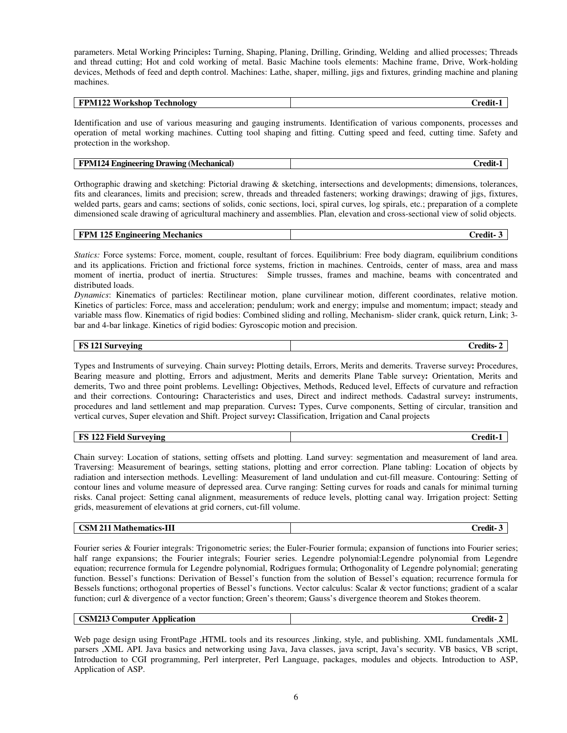parameters. Metal Working Principles**:** Turning, Shaping, Planing, Drilling, Grinding, Welding and allied processes; Threads and thread cutting; Hot and cold working of metal. Basic Machine tools elements: Machine frame, Drive, Work-holding devices, Methods of feed and depth control. Machines: Lathe, shaper, milling, jigs and fixtures, grinding machine and planing machines.

| **FPM122 Workshop Technology** | **Credit-1** |
|---|---|

Identification and use of various measuring and gauging instruments. Identification of various components, processes and operation of metal working machines. Cutting tool shaping and fitting. Cutting speed and feed, cutting time. Safety and protection in the workshop.

| **FPM124 Engineering Drawing (Mechanical)** | **Credit-1** |
|---|---|

Orthographic drawing and sketching: Pictorial drawing & sketching, intersections and developments; dimensions, tolerances, fits and clearances, limits and precision; screw, threads and threaded fasteners; working drawings; drawing of jigs, fixtures, welded parts, gears and cams; sections of solids, conic sections, loci, spiral curves, log spirals, etc.; preparation of a complete dimensioned scale drawing of agricultural machinery and assemblies. Plan, elevation and cross-sectional view of solid objects.

| **FPM 125 Engineering Mechanics** | **Credit- 3** |
|---|---|

*Statics:* Force systems: Force, moment, couple, resultant of forces. Equilibrium: Free body diagram, equilibrium conditions and its applications. Friction and frictional force systems, friction in machines. Centroids, center of mass, area and mass moment of inertia, product of inertia. Structures: Simple trusses, frames and machine, beams with concentrated and distributed loads.

*Dynamics*: Kinematics of particles: Rectilinear motion, plane curvilinear motion, different coordinates, relative motion. Kinetics of particles: Force, mass and acceleration; pendulum; work and energy; impulse and momentum; impact; steady and variable mass flow. Kinematics of rigid bodies: Combined sliding and rolling, Mechanism- slider crank, quick return, Link; 3-bar and 4-bar linkage. Kinetics of rigid bodies: Gyroscopic motion and precision.

| **FS 121 Surveying** | **Credits- 2** |
|---|---|

Types and Instruments of surveying. Chain survey**:** Plotting details, Errors, Merits and demerits. Traverse survey**:** Procedures, Bearing measure and plotting, Errors and adjustment, Merits and demerits Plane Table survey**:** Orientation, Merits and demerits, Two and three point problems. Levelling**:** Objectives, Methods, Reduced level, Effects of curvature and refraction and their corrections. Contouring**:** Characteristics and uses, Direct and indirect methods. Cadastral survey**:** instruments, procedures and land settlement and map preparation. Curves**:** Types, Curve components, Setting of circular, transition and vertical curves, Super elevation and Shift. Project survey**:** Classification, Irrigation and Canal projects

| **FS 122 Field Surveying** | **Credit-1** |
|---|---|

Chain survey: Location of stations, setting offsets and plotting. Land survey: segmentation and measurement of land area. Traversing: Measurement of bearings, setting stations, plotting and error correction. Plane tabling: Location of objects by radiation and intersection methods. Levelling: Measurement of land undulation and cut-fill measure. Contouring: Setting of contour lines and volume measure of depressed area. Curve ranging: Setting curves for roads and canals for minimal turning risks. Canal project: Setting canal alignment, measurements of reduce levels, plotting canal way. Irrigation project: Setting grids, measurement of elevations at grid corners, cut-fill volume.

| **CSM 211 Mathematics-III** | **Credit- 3** |
|---|---|

Fourier series & Fourier integrals: Trigonometric series; the Euler-Fourier formula; expansion of functions into Fourier series; half range expansions; the Fourier integrals; Fourier series. Legendre polynomial:Legendre polynomial from Legendre equation; recurrence formula for Legendre polynomial, Rodrigues formula; Orthogonality of Legendre polynomial; generating function. Bessel's functions: Derivation of Bessel's function from the solution of Bessel's equation; recurrence formula for Bessels functions; orthogonal properties of Bessel's functions. Vector calculus: Scalar & vector functions; gradient of a scalar function; curl & divergence of a vector function; Green's theorem; Gauss's divergence theorem and Stokes theorem.

| **CSM213 Computer Application** | **Credit- 2** |
|---|---|

Web page design using FrontPage ,HTML tools and its resources ,linking, style, and publishing. XML fundamentals ,XML parsers ,XML API. Java basics and networking using Java, Java classes, java script, Java's security. VB basics, VB script, Introduction to CGI programming, Perl interpreter, Perl Language, packages, modules and objects. Introduction to ASP, Application of ASP.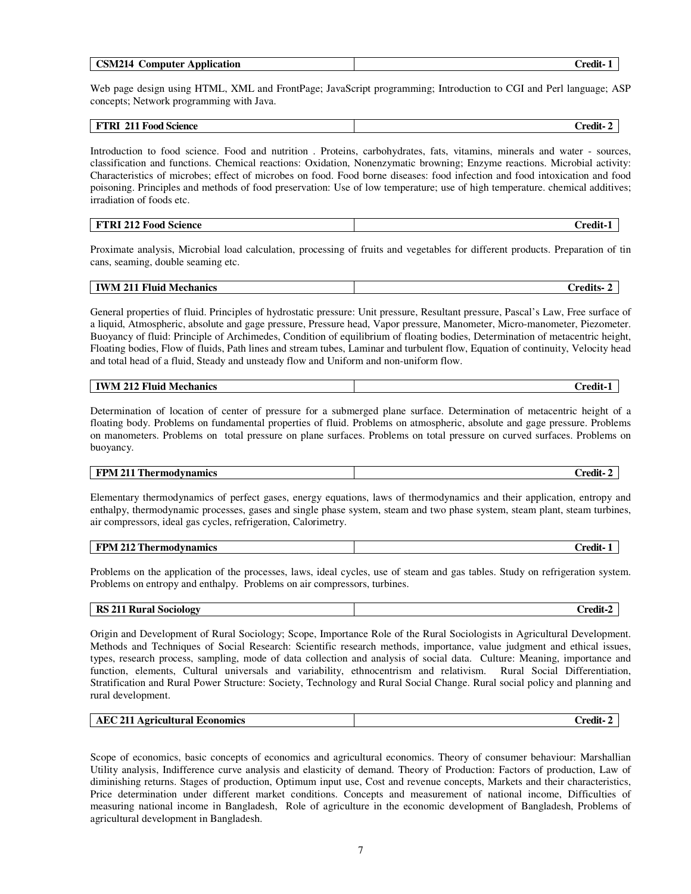| CSM214 Computer Application | Credit- 1 |
|---|---|

Web page design using HTML, XML and FrontPage; JavaScript programming; Introduction to CGI and Perl language; ASP concepts; Network programming with Java.

| FTRI 211 Food Science | Credit- 2 |
|---|---|

Introduction to food science. Food and nutrition . Proteins, carbohydrates, fats, vitamins, minerals and water - sources, classification and functions. Chemical reactions: Oxidation, Nonenzymatic browning; Enzyme reactions. Microbial activity: Characteristics of microbes; effect of microbes on food. Food borne diseases: food infection and food intoxication and food poisoning. Principles and methods of food preservation: Use of low temperature; use of high temperature. chemical additives; irradiation of foods etc.

| FTRI 212 Food Science | Credit-1 |
|---|---|

Proximate analysis, Microbial load calculation, processing of fruits and vegetables for different products. Preparation of tin cans, seaming, double seaming etc.

| IWM 211 Fluid Mechanics | Credits- 2 |
|---|---|

General properties of fluid. Principles of hydrostatic pressure: Unit pressure, Resultant pressure, Pascal's Law, Free surface of a liquid, Atmospheric, absolute and gage pressure, Pressure head, Vapor pressure, Manometer, Micro-manometer, Piezometer. Buoyancy of fluid: Principle of Archimedes, Condition of equilibrium of floating bodies, Determination of metacentric height, Floating bodies, Flow of fluids, Path lines and stream tubes, Laminar and turbulent flow, Equation of continuity, Velocity head and total head of a fluid, Steady and unsteady flow and Uniform and non-uniform flow.

| IWM 212 Fluid Mechanics | Credit-1 |
|---|---|

Determination of location of center of pressure for a submerged plane surface. Determination of metacentric height of a floating body. Problems on fundamental properties of fluid. Problems on atmospheric, absolute and gage pressure. Problems on manometers. Problems on total pressure on plane surfaces. Problems on total pressure on curved surfaces. Problems on buoyancy.

| FPM 211 Thermodynamics | Credit- 2 |
|---|---|

Elementary thermodynamics of perfect gases, energy equations, laws of thermodynamics and their application, entropy and enthalpy, thermodynamic processes, gases and single phase system, steam and two phase system, steam plant, steam turbines, air compressors, ideal gas cycles, refrigeration, Calorimetry.

| FPM 212 Thermodynamics | Credit- 1 |
|---|---|

Problems on the application of the processes, laws, ideal cycles, use of steam and gas tables. Study on refrigeration system. Problems on entropy and enthalpy. Problems on air compressors, turbines.

| RS 211 Rural Sociology | Credit-2 |
|---|---|

Origin and Development of Rural Sociology; Scope, Importance Role of the Rural Sociologists in Agricultural Development. Methods and Techniques of Social Research: Scientific research methods, importance, value judgment and ethical issues, types, research process, sampling, mode of data collection and analysis of social data. Culture: Meaning, importance and function, elements, Cultural universals and variability, ethnocentrism and relativism. Rural Social Differentiation, Stratification and Rural Power Structure: Society, Technology and Rural Social Change. Rural social policy and planning and rural development.

| AEC 211 Agricultural Economics | Credit- 2 |
|---|---|

Scope of economics, basic concepts of economics and agricultural economics. Theory of consumer behaviour: Marshallian Utility analysis, Indifference curve analysis and elasticity of demand. Theory of Production: Factors of production, Law of diminishing returns. Stages of production, Optimum input use, Cost and revenue concepts, Markets and their characteristics, Price determination under different market conditions. Concepts and measurement of national income, Difficulties of measuring national income in Bangladesh, Role of agriculture in the economic development of Bangladesh, Problems of agricultural development in Bangladesh.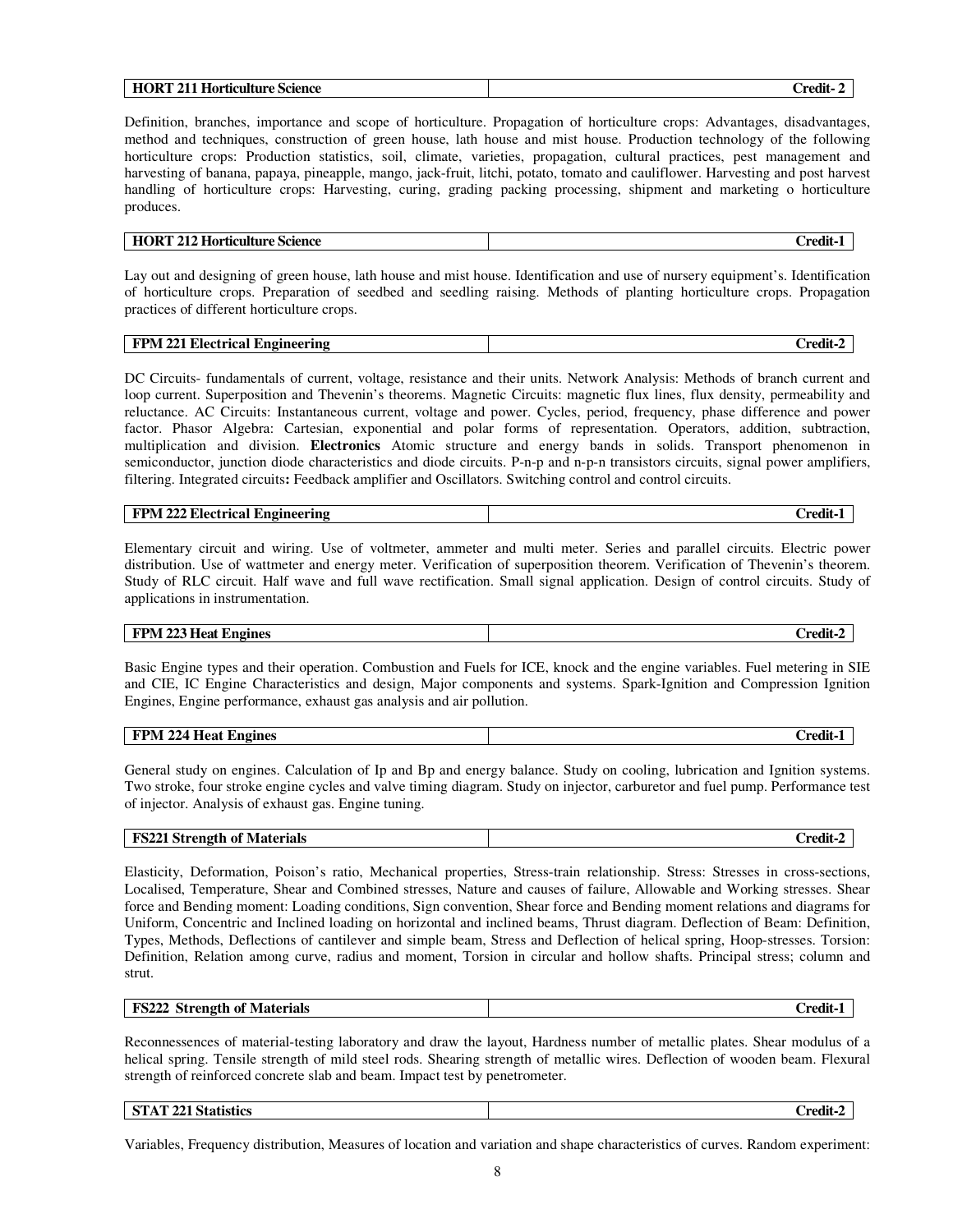| **HORT 211 Horticulture Science** | **Credit- 2** |
|---|---|

Definition, branches, importance and scope of horticulture. Propagation of horticulture crops: Advantages, disadvantages, method and techniques, construction of green house, lath house and mist house. Production technology of the following horticulture crops: Production statistics, soil, climate, varieties, propagation, cultural practices, pest management and harvesting of banana, papaya, pineapple, mango, jack-fruit, litchi, potato, tomato and cauliflower. Harvesting and post harvest handling of horticulture crops: Harvesting, curing, grading packing processing, shipment and marketing o horticulture produces.

| **HORT 212 Horticulture Science** | **Credit-1** |
|---|---|

Lay out and designing of green house, lath house and mist house. Identification and use of nursery equipment's. Identification of horticulture crops. Preparation of seedbed and seedling raising. Methods of planting horticulture crops. Propagation practices of different horticulture crops.

| **FPM 221 Electrical Engineering** | **Credit-2** |
|---|---|

DC Circuits- fundamentals of current, voltage, resistance and their units. Network Analysis: Methods of branch current and loop current. Superposition and Thevenin's theorems. Magnetic Circuits: magnetic flux lines, flux density, permeability and reluctance. AC Circuits: Instantaneous current, voltage and power. Cycles, period, frequency, phase difference and power factor. Phasor Algebra: Cartesian, exponential and polar forms of representation. Operators, addition, subtraction, multiplication and division. **Electronics** Atomic structure and energy bands in solids. Transport phenomenon in semiconductor, junction diode characteristics and diode circuits. P-n-p and n-p-n transistors circuits, signal power amplifiers, filtering. Integrated circuits**:** Feedback amplifier and Oscillators. Switching control and control circuits.

| **FPM 222 Electrical Engineering** | **Credit-1** |
|---|---|

Elementary circuit and wiring. Use of voltmeter, ammeter and multi meter. Series and parallel circuits. Electric power distribution. Use of wattmeter and energy meter. Verification of superposition theorem. Verification of Thevenin's theorem. Study of RLC circuit. Half wave and full wave rectification. Small signal application. Design of control circuits. Study of applications in instrumentation.

| **FPM 223 Heat Engines** | **Credit-2** |
|---|---|

Basic Engine types and their operation. Combustion and Fuels for ICE, knock and the engine variables. Fuel metering in SIE and CIE, IC Engine Characteristics and design, Major components and systems. Spark-Ignition and Compression Ignition Engines, Engine performance, exhaust gas analysis and air pollution.

| **FPM 224 Heat Engines** | **Credit-1** |
|---|---|

General study on engines. Calculation of Ip and Bp and energy balance. Study on cooling, lubrication and Ignition systems. Two stroke, four stroke engine cycles and valve timing diagram. Study on injector, carburetor and fuel pump. Performance test of injector. Analysis of exhaust gas. Engine tuning.

| **FS221 Strength of Materials** | **Credit-2** |
|---|---|

Elasticity, Deformation, Poison's ratio, Mechanical properties, Stress-train relationship. Stress: Stresses in cross-sections, Localised, Temperature, Shear and Combined stresses, Nature and causes of failure, Allowable and Working stresses. Shear force and Bending moment: Loading conditions, Sign convention, Shear force and Bending moment relations and diagrams for Uniform, Concentric and Inclined loading on horizontal and inclined beams, Thrust diagram. Deflection of Beam: Definition, Types, Methods, Deflections of cantilever and simple beam, Stress and Deflection of helical spring, Hoop-stresses. Torsion: Definition, Relation among curve, radius and moment, Torsion in circular and hollow shafts. Principal stress; column and strut.

| **FS222 Strength of Materials** | **Credit-1** |
|---|---|

Reconnessences of material-testing laboratory and draw the layout, Hardness number of metallic plates. Shear modulus of a helical spring. Tensile strength of mild steel rods. Shearing strength of metallic wires. Deflection of wooden beam. Flexural strength of reinforced concrete slab and beam. Impact test by penetrometer.

| **STAT 221 Statistics** | **Credit-2** |
|---|---|

Variables, Frequency distribution, Measures of location and variation and shape characteristics of curves. Random experiment: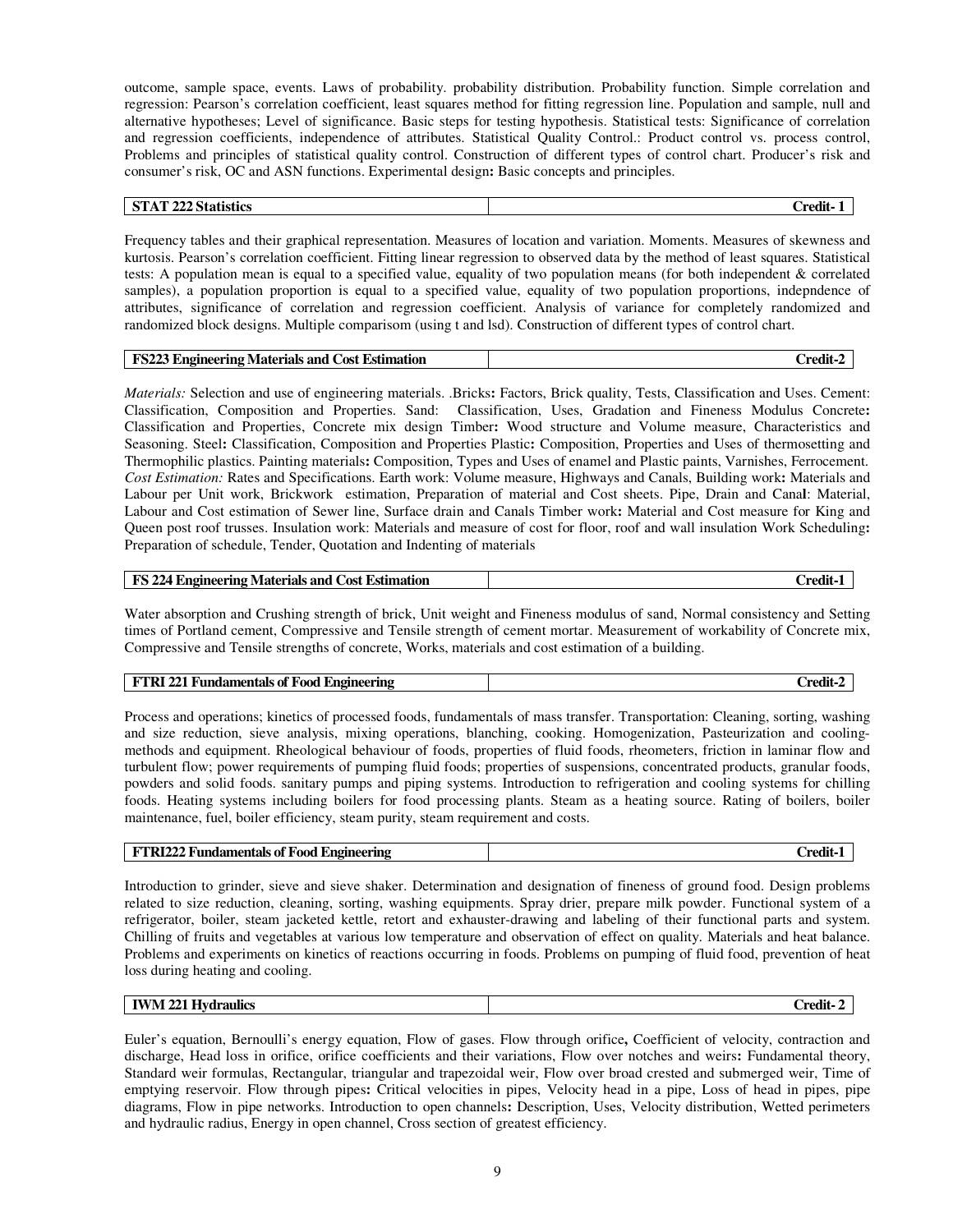outcome, sample space, events. Laws of probability. probability distribution. Probability function. Simple correlation and regression: Pearson's correlation coefficient, least squares method for fitting regression line. Population and sample, null and alternative hypotheses; Level of significance. Basic steps for testing hypothesis. Statistical tests: Significance of correlation and regression coefficients, independence of attributes. Statistical Quality Control.: Product control vs. process control, Problems and principles of statistical quality control. Construction of different types of control chart. Producer's risk and consumer's risk, OC and ASN functions. Experimental design**:** Basic concepts and principles.

| **STAT 222 Statistics** | **Credit- 1** |
|---|---|

Frequency tables and their graphical representation. Measures of location and variation. Moments. Measures of skewness and kurtosis. Pearson's correlation coefficient. Fitting linear regression to observed data by the method of least squares. Statistical tests: A population mean is equal to a specified value, equality of two population means (for both independent & correlated samples), a population proportion is equal to a specified value, equality of two population proportions, indepndence of attributes, significance of correlation and regression coefficient. Analysis of variance for completely randomized and randomized block designs. Multiple comparisom (using t and lsd). Construction of different types of control chart.

| **FS223 Engineering Materials and Cost Estimation** | **Credit-2** |
|---|---|

*Materials:* Selection and use of engineering materials. .Bricks**:** Factors, Brick quality, Tests, Classification and Uses. Cement: Classification, Composition and Properties. Sand: Classification, Uses, Gradation and Fineness Modulus Concrete**:** Classification and Properties, Concrete mix design Timber**:** Wood structure and Volume measure, Characteristics and Seasoning. Steel**:** Classification, Composition and Properties Plastic**:** Composition, Properties and Uses of thermosetting and Thermophilic plastics. Painting materials**:** Composition, Types and Uses of enamel and Plastic paints, Varnishes, Ferrocement. *Cost Estimation:* Rates and Specifications. Earth work: Volume measure, Highways and Canals, Building work**:** Materials and Labour per Unit work, Brickwork estimation, Preparation of material and Cost sheets. Pipe, Drain and Cana**l**: Material, Labour and Cost estimation of Sewer line, Surface drain and Canals Timber work**:** Material and Cost measure for King and Queen post roof trusses. Insulation work: Materials and measure of cost for floor, roof and wall insulation Work Scheduling**:** Preparation of schedule, Tender, Quotation and Indenting of materials

| **FS 224 Engineering Materials and Cost Estimation** | **Credit-1** |
|---|---|

Water absorption and Crushing strength of brick, Unit weight and Fineness modulus of sand, Normal consistency and Setting times of Portland cement, Compressive and Tensile strength of cement mortar. Measurement of workability of Concrete mix, Compressive and Tensile strengths of concrete, Works, materials and cost estimation of a building.

| **FTRI 221 Fundamentals of Food Engineering** | **Credit-2** |
|---|---|

Process and operations; kinetics of processed foods, fundamentals of mass transfer. Transportation: Cleaning, sorting, washing and size reduction, sieve analysis, mixing operations, blanching, cooking. Homogenization, Pasteurization and cooling-methods and equipment. Rheological behaviour of foods, properties of fluid foods, rheometers, friction in laminar flow and turbulent flow; power requirements of pumping fluid foods; properties of suspensions, concentrated products, granular foods, powders and solid foods. sanitary pumps and piping systems. Introduction to refrigeration and cooling systems for chilling foods. Heating systems including boilers for food processing plants. Steam as a heating source. Rating of boilers, boiler maintenance, fuel, boiler efficiency, steam purity, steam requirement and costs.

| **FTRI222 Fundamentals of Food Engineering** | **Credit-1** |
|---|---|

Introduction to grinder, sieve and sieve shaker. Determination and designation of fineness of ground food. Design problems related to size reduction, cleaning, sorting, washing equipments. Spray drier, prepare milk powder. Functional system of a refrigerator, boiler, steam jacketed kettle, retort and exhauster-drawing and labeling of their functional parts and system. Chilling of fruits and vegetables at various low temperature and observation of effect on quality. Materials and heat balance. Problems and experiments on kinetics of reactions occurring in foods. Problems on pumping of fluid food, prevention of heat loss during heating and cooling.

| **IWM 221 Hydraulics** | **Credit- 2** |
|---|---|

Euler's equation, Bernoulli's energy equation, Flow of gases. Flow through orifice**,** Coefficient of velocity, contraction and discharge, Head loss in orifice, orifice coefficients and their variations, Flow over notches and weirs**:** Fundamental theory, Standard weir formulas, Rectangular, triangular and trapezoidal weir, Flow over broad crested and submerged weir, Time of emptying reservoir. Flow through pipes**:** Critical velocities in pipes, Velocity head in a pipe, Loss of head in pipes, pipe diagrams, Flow in pipe networks. Introduction to open channels**:** Description, Uses, Velocity distribution, Wetted perimeters and hydraulic radius, Energy in open channel, Cross section of greatest efficiency.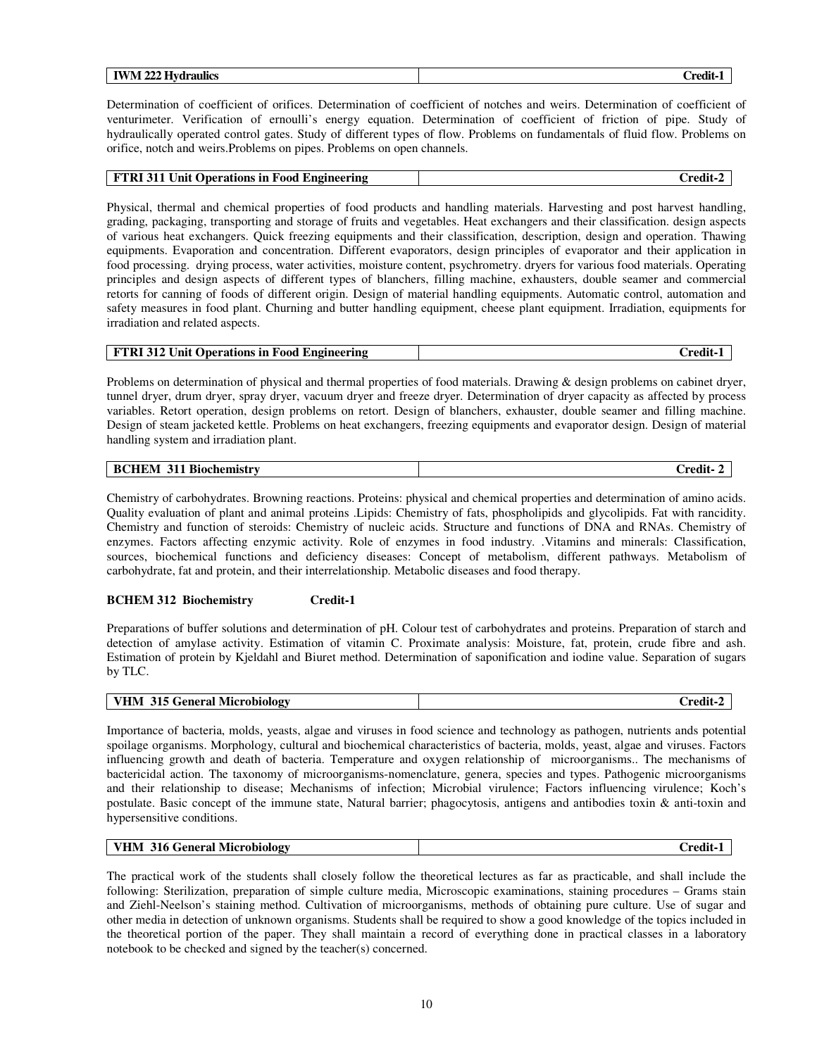| IWM 222 Hydraulics | Credit-1 |
|---|---|

Determination of coefficient of orifices. Determination of coefficient of notches and weirs. Determination of coefficient of venturimeter. Verification of ernoulli's energy equation. Determination of coefficient of friction of pipe. Study of hydraulically operated control gates. Study of different types of flow. Problems on fundamentals of fluid flow. Problems on orifice, notch and weirs.Problems on pipes. Problems on open channels.

| FTRI 311 Unit Operations in Food Engineering | Credit-2 |
|---|---|

Physical, thermal and chemical properties of food products and handling materials. Harvesting and post harvest handling, grading, packaging, transporting and storage of fruits and vegetables. Heat exchangers and their classification. design aspects of various heat exchangers. Quick freezing equipments and their classification, description, design and operation. Thawing equipments. Evaporation and concentration. Different evaporators, design principles of evaporator and their application in food processing. drying process, water activities, moisture content, psychrometry. dryers for various food materials. Operating principles and design aspects of different types of blanchers, filling machine, exhausters, double seamer and commercial retorts for canning of foods of different origin. Design of material handling equipments. Automatic control, automation and safety measures in food plant. Churning and butter handling equipment, cheese plant equipment. Irradiation, equipments for irradiation and related aspects.

| FTRI 312 Unit Operations in Food Engineering | Credit-1 |
|---|---|

Problems on determination of physical and thermal properties of food materials. Drawing & design problems on cabinet dryer, tunnel dryer, drum dryer, spray dryer, vacuum dryer and freeze dryer. Determination of dryer capacity as affected by process variables. Retort operation, design problems on retort. Design of blanchers, exhauster, double seamer and filling machine. Design of steam jacketed kettle. Problems on heat exchangers, freezing equipments and evaporator design. Design of material handling system and irradiation plant.

| BCHEM 311 Biochemistry | Credit- 2 |
|---|---|

Chemistry of carbohydrates. Browning reactions. Proteins: physical and chemical properties and determination of amino acids. Quality evaluation of plant and animal proteins .Lipids: Chemistry of fats, phospholipids and glycolipids. Fat with rancidity. Chemistry and function of steroids: Chemistry of nucleic acids. Structure and functions of DNA and RNAs. Chemistry of enzymes. Factors affecting enzymic activity. Role of enzymes in food industry. .Vitamins and minerals: Classification, sources, biochemical functions and deficiency diseases: Concept of metabolism, different pathways. Metabolism of carbohydrate, fat and protein, and their interrelationship. Metabolic diseases and food therapy.

**BCHEM 312 Biochemistry Credit-1**

Preparations of buffer solutions and determination of pH. Colour test of carbohydrates and proteins. Preparation of starch and detection of amylase activity. Estimation of vitamin C. Proximate analysis: Moisture, fat, protein, crude fibre and ash. Estimation of protein by Kjeldahl and Biuret method. Determination of saponification and iodine value. Separation of sugars by TLC.

| VHM 315 General Microbiology | Credit-2 |
|---|---|

Importance of bacteria, molds, yeasts, algae and viruses in food science and technology as pathogen, nutrients ands potential spoilage organisms. Morphology, cultural and biochemical characteristics of bacteria, molds, yeast, algae and viruses. Factors influencing growth and death of bacteria. Temperature and oxygen relationship of microorganisms.. The mechanisms of bactericidal action. The taxonomy of microorganisms-nomenclature, genera, species and types. Pathogenic microorganisms and their relationship to disease; Mechanisms of infection; Microbial virulence; Factors influencing virulence; Koch's postulate. Basic concept of the immune state, Natural barrier; phagocytosis, antigens and antibodies toxin & anti-toxin and hypersensitive conditions.

| VHM 316 General Microbiology | Credit-1 |
|---|---|

The practical work of the students shall closely follow the theoretical lectures as far as practicable, and shall include the following: Sterilization, preparation of simple culture media, Microscopic examinations, staining procedures – Grams stain and Ziehl-Neelson's staining method. Cultivation of microorganisms, methods of obtaining pure culture. Use of sugar and other media in detection of unknown organisms. Students shall be required to show a good knowledge of the topics included in the theoretical portion of the paper. They shall maintain a record of everything done in practical classes in a laboratory notebook to be checked and signed by the teacher(s) concerned.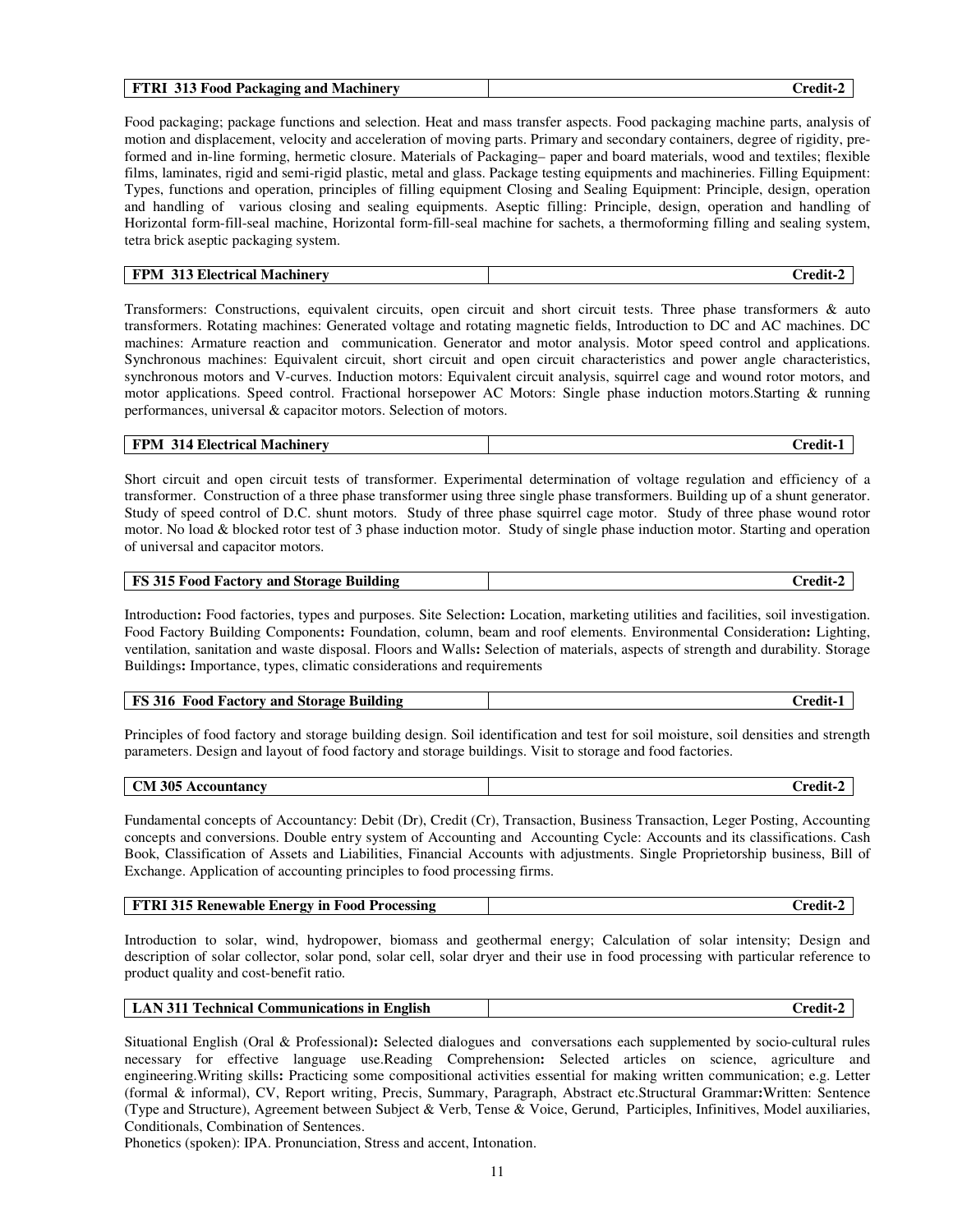| FTRI 313 Food Packaging and Machinery | Credit-2 |
|---|---|

Food packaging; package functions and selection. Heat and mass transfer aspects. Food packaging machine parts, analysis of motion and displacement, velocity and acceleration of moving parts. Primary and secondary containers, degree of rigidity, pre-formed and in-line forming, hermetic closure. Materials of Packaging– paper and board materials, wood and textiles; flexible films, laminates, rigid and semi-rigid plastic, metal and glass. Package testing equipments and machineries. Filling Equipment: Types, functions and operation, principles of filling equipment Closing and Sealing Equipment: Principle, design, operation and handling of various closing and sealing equipments. Aseptic filling: Principle, design, operation and handling of Horizontal form-fill-seal machine, Horizontal form-fill-seal machine for sachets, a thermoforming filling and sealing system, tetra brick aseptic packaging system.

| FPM 313 Electrical Machinery | Credit-2 |
|---|---|

Transformers: Constructions, equivalent circuits, open circuit and short circuit tests. Three phase transformers & auto transformers. Rotating machines: Generated voltage and rotating magnetic fields, Introduction to DC and AC machines. DC machines: Armature reaction and communication. Generator and motor analysis. Motor speed control and applications. Synchronous machines: Equivalent circuit, short circuit and open circuit characteristics and power angle characteristics, synchronous motors and V-curves. Induction motors: Equivalent circuit analysis, squirrel cage and wound rotor motors, and motor applications. Speed control. Fractional horsepower AC Motors: Single phase induction motors.Starting & running performances, universal & capacitor motors. Selection of motors.

| FPM 314 Electrical Machinery | Credit-1 |
|---|---|

Short circuit and open circuit tests of transformer. Experimental determination of voltage regulation and efficiency of a transformer. Construction of a three phase transformer using three single phase transformers. Building up of a shunt generator. Study of speed control of D.C. shunt motors. Study of three phase squirrel cage motor. Study of three phase wound rotor motor. No load & blocked rotor test of 3 phase induction motor. Study of single phase induction motor. Starting and operation of universal and capacitor motors.

| FS 315 Food Factory and Storage Building | Credit-2 |
|---|---|

Introduction**:** Food factories, types and purposes. Site Selection**:** Location, marketing utilities and facilities, soil investigation. Food Factory Building Components**:** Foundation, column, beam and roof elements. Environmental Consideration**:** Lighting, ventilation, sanitation and waste disposal. Floors and Walls**:** Selection of materials, aspects of strength and durability. Storage Buildings**:** Importance, types, climatic considerations and requirements

| FS 316 Food Factory and Storage Building | Credit-1 |
|---|---|

Principles of food factory and storage building design. Soil identification and test for soil moisture, soil densities and strength parameters. Design and layout of food factory and storage buildings. Visit to storage and food factories.

| CM 305 Accountancy | Credit-2 |
|---|---|

Fundamental concepts of Accountancy: Debit (Dr), Credit (Cr), Transaction, Business Transaction, Leger Posting, Accounting concepts and conversions. Double entry system of Accounting and Accounting Cycle: Accounts and its classifications. Cash Book, Classification of Assets and Liabilities, Financial Accounts with adjustments. Single Proprietorship business, Bill of Exchange. Application of accounting principles to food processing firms.

| FTRI 315 Renewable Energy in Food Processing | Credit-2 |
|---|---|

Introduction to solar, wind, hydropower, biomass and geothermal energy; Calculation of solar intensity; Design and description of solar collector, solar pond, solar cell, solar dryer and their use in food processing with particular reference to product quality and cost-benefit ratio.

| LAN 311 Technical Communications in English | Credit-2 |
|---|---|

Situational English (Oral & Professional)**:** Selected dialogues and conversations each supplemented by socio-cultural rules necessary for effective language use.Reading Comprehension**:** Selected articles on science, agriculture and engineering.Writing skills**:** Practicing some compositional activities essential for making written communication; e.g. Letter (formal & informal), CV, Report writing, Precis, Summary, Paragraph, Abstract etc.Structural Grammar**:**Written: Sentence (Type and Structure), Agreement between Subject & Verb, Tense & Voice, Gerund, Participles, Infinitives, Model auxiliaries, Conditionals, Combination of Sentences.

Phonetics (spoken): IPA. Pronunciation, Stress and accent, Intonation.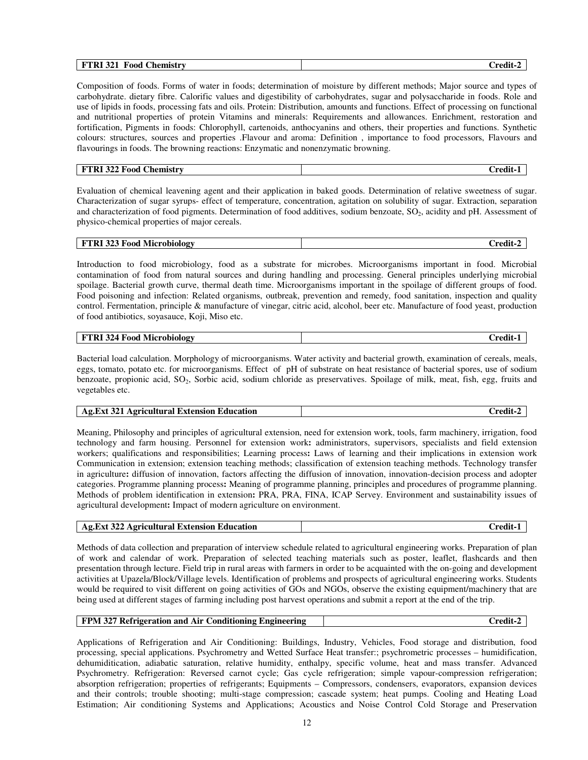| FTRI 321 Food Chemistry | Credit-2 |
|---|---|

Composition of foods. Forms of water in foods; determination of moisture by different methods; Major source and types of carbohydrate. dietary fibre. Calorific values and digestibility of carbohydrates, sugar and polysaccharide in foods. Role and use of lipids in foods, processing fats and oils. Protein: Distribution, amounts and functions. Effect of processing on functional and nutritional properties of protein Vitamins and minerals: Requirements and allowances. Enrichment, restoration and fortification, Pigments in foods: Chlorophyll, cartenoids, anthocyanins and others, their properties and functions. Synthetic colours: structures, sources and properties .Flavour and aroma: Definition , importance to food processors, Flavours and flavourings in foods. The browning reactions: Enzymatic and nonenzymatic browning.

| FTRI 322 Food Chemistry | Credit-1 |
|---|---|

Evaluation of chemical leavening agent and their application in baked goods. Determination of relative sweetness of sugar. Characterization of sugar syrups- effect of temperature, concentration, agitation on solubility of sugar. Extraction, separation and characterization of food pigments. Determination of food additives, sodium benzoate, $SO_2$, acidity and pH. Assessment of physico-chemical properties of major cereals.

| FTRI 323 Food Microbiology | Credit-2 |
|---|---|

Introduction to food microbiology, food as a substrate for microbes. Microorganisms important in food. Microbial contamination of food from natural sources and during handling and processing. General principles underlying microbial spoilage. Bacterial growth curve, thermal death time. Microorganisms important in the spoilage of different groups of food. Food poisoning and infection: Related organisms, outbreak, prevention and remedy, food sanitation, inspection and quality control. Fermentation, principle & manufacture of vinegar, citric acid, alcohol, beer etc. Manufacture of food yeast, production of food antibiotics, soyasauce, Koji, Miso etc.

| FTRI 324 Food Microbiology | Credit-1 |
|---|---|

Bacterial load calculation. Morphology of microorganisms. Water activity and bacterial growth, examination of cereals, meals, eggs, tomato, potato etc. for microorganisms. Effect of pH of substrate on heat resistance of bacterial spores, use of sodium benzoate, propionic acid, $SO_2$, Sorbic acid, sodium chloride as preservatives. Spoilage of milk, meat, fish, egg, fruits and vegetables etc.

| Ag.Ext 321 Agricultural Extension Education | Credit-2 |
|---|---|

Meaning, Philosophy and principles of agricultural extension, need for extension work, tools, farm machinery, irrigation, food technology and farm housing. Personnel for extension work**:** administrators, supervisors, specialists and field extension workers; qualifications and responsibilities; Learning process**:** Laws of learning and their implications in extension work Communication in extension; extension teaching methods; classification of extension teaching methods. Technology transfer in agriculture**:** diffusion of innovation, factors affecting the diffusion of innovation, innovation-decision process and adopter categories. Programme planning process**:** Meaning of programme planning, principles and procedures of programme planning. Methods of problem identification in extension**:** PRA, PRA, FINA, ICAP Servey. Environment and sustainability issues of agricultural development**:** Impact of modern agriculture on environment.

| Ag.Ext 322 Agricultural Extension Education | Credit-1 |
|---|---|

Methods of data collection and preparation of interview schedule related to agricultural engineering works. Preparation of plan of work and calendar of work. Preparation of selected teaching materials such as poster, leaflet, flashcards and then presentation through lecture. Field trip in rural areas with farmers in order to be acquainted with the on-going and development activities at Upazela/Block/Village levels. Identification of problems and prospects of agricultural engineering works. Students would be required to visit different on going activities of GOs and NGOs, observe the existing equipment/machinery that are being used at different stages of farming including post harvest operations and submit a report at the end of the trip.

| FPM 327 Refrigeration and Air Conditioning Engineering | Credit-2 |
|---|---|

Applications of Refrigeration and Air Conditioning: Buildings, Industry, Vehicles, Food storage and distribution, food processing, special applications. Psychrometry and Wetted Surface Heat transfer:; psychrometric processes – humidification, dehumiditication, adiabatic saturation, relative humidity, enthalpy, specific volume, heat and mass transfer. Advanced Psychrometry. Refrigeration: Reversed carnot cycle; Gas cycle refrigeration; simple vapour-compression refrigeration; absorption refrigeration; properties of refrigerants; Equipments – Compressors, condensers, evaporators, expansion devices and their controls; trouble shooting; multi-stage compression; cascade system; heat pumps. Cooling and Heating Load Estimation; Air conditioning Systems and Applications; Acoustics and Noise Control Cold Storage and Preservation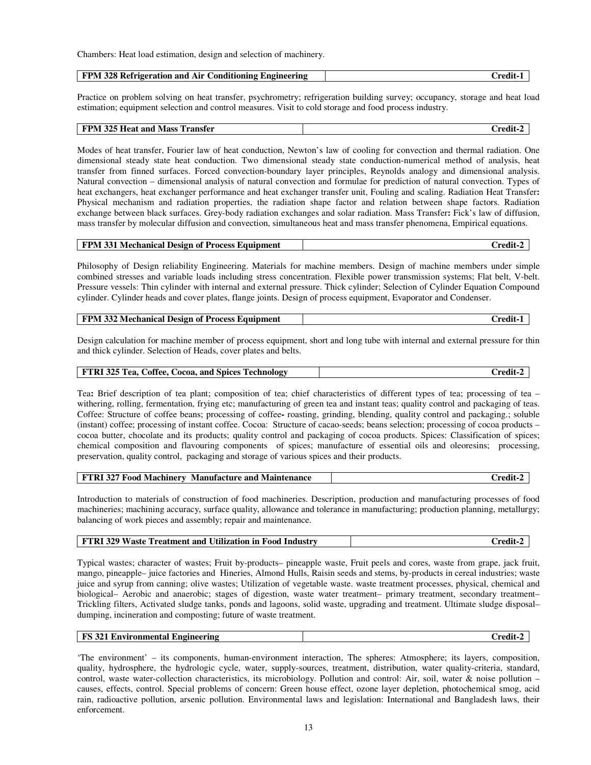Chambers: Heat load estimation, design and selection of machinery.

| FPM 328 Refrigeration and Air Conditioning Engineering | Credit-1 |
|---|---|

Practice on problem solving on heat transfer, psychrometry; refrigeration building survey; occupancy, storage and heat load estimation; equipment selection and control measures. Visit to cold storage and food process industry.

| FPM 325 Heat and Mass Transfer | Credit-2 |
|---|---|

Modes of heat transfer, Fourier law of heat conduction, Newton's law of cooling for convection and thermal radiation. One dimensional steady state heat conduction. Two dimensional steady state conduction-numerical method of analysis, heat transfer from finned surfaces. Forced convection-boundary layer principles, Reynolds analogy and dimensional analysis. Natural convection – dimensional analysis of natural convection and formulae for prediction of natural convection. Types of heat exchangers, heat exchanger performance and heat exchanger transfer unit, Fouling and scaling. Radiation Heat Transfer**:** Physical mechanism and radiation properties, the radiation shape factor and relation between shape factors. Radiation exchange between black surfaces. Grey-body radiation exchanges and solar radiation. Mass Transfer**:** Fick's law of diffusion, mass transfer by molecular diffusion and convection, simultaneous heat and mass transfer phenomena, Empirical equations.

| FPM 331 Mechanical Design of Process Equipment | Credit-2 |
|---|---|

Philosophy of Design reliability Engineering. Materials for machine members. Design of machine members under simple combined stresses and variable loads including stress concentration. Flexible power transmission systems; Flat belt, V-belt. Pressure vessels: Thin cylinder with internal and external pressure. Thick cylinder; Selection of Cylinder Equation Compound cylinder. Cylinder heads and cover plates, flange joints. Design of process equipment, Evaporator and Condenser.

| FPM 332 Mechanical Design of Process Equipment | Credit-1 |
|---|---|

Design calculation for machine member of process equipment, short and long tube with internal and external pressure for thin and thick cylinder. Selection of Heads, cover plates and belts.

| FTRI 325 Tea, Coffee, Cocoa, and Spices Technology | Credit-2 |
|---|---|

Tea**:** Brief description of tea plant; composition of tea; chief characteristics of different types of tea; processing of tea – withering, rolling, fermentation, frying etc; manufacturing of green tea and instant teas; quality control and packaging of teas. Coffee: Structure of coffee beans; processing of coffee**-** roasting, grinding, blending, quality control and packaging.; soluble (instant) coffee; processing of instant coffee. Cocoa: Structure of cacao-seeds; beans selection; processing of cocoa products – cocoa butter, chocolate and its products; quality control and packaging of cocoa products. Spices: Classification of spices; chemical composition and flavouring components of spices; manufacture of essential oils and oleoresins; processing, preservation, quality control, packaging and storage of various spices and their products.

| FTRI 327 Food Machinery Manufacture and Maintenance | Credit-2 |
|---|---|

Introduction to materials of construction of food machineries. Description, production and manufacturing processes of food machineries; machining accuracy, surface quality, allowance and tolerance in manufacturing; production planning, metallurgy; balancing of work pieces and assembly; repair and maintenance.

| FTRI 329 Waste Treatment and Utilization in Food Industry | Credit-2 |
|---|---|

Typical wastes; character of wastes; Fruit by-products– pineapple waste, Fruit peels and cores, waste from grape, jack fruit, mango, pineapple– juice factories and Hineries, Almond Hulls, Raisin seeds and stems, by-products in cereal industries; waste juice and syrup from canning; olive wastes; Utilization of vegetable waste. waste treatment processes, physical, chemical and biological– Aerobic and anaerobic; stages of digestion, waste water treatment– primary treatment, secondary treatment– Trickling filters, Activated sludge tanks, ponds and lagoons, solid waste, upgrading and treatment. Ultimate sludge disposal– dumping, incineration and composting; future of waste treatment.

| FS 321 Environmental Engineering | Credit-2 |
|---|---|

'The environment' – its components, human-environment interaction, The spheres: Atmosphere; its layers, composition, quality, hydrosphere, the hydrologic cycle, water, supply-sources, treatment, distribution, water quality-criteria, standard, control, waste water-collection characteristics, its microbiology. Pollution and control: Air, soil, water & noise pollution – causes, effects, control. Special problems of concern: Green house effect, ozone layer depletion, photochemical smog, acid rain, radioactive pollution, arsenic pollution. Environmental laws and legislation: International and Bangladesh laws, their enforcement.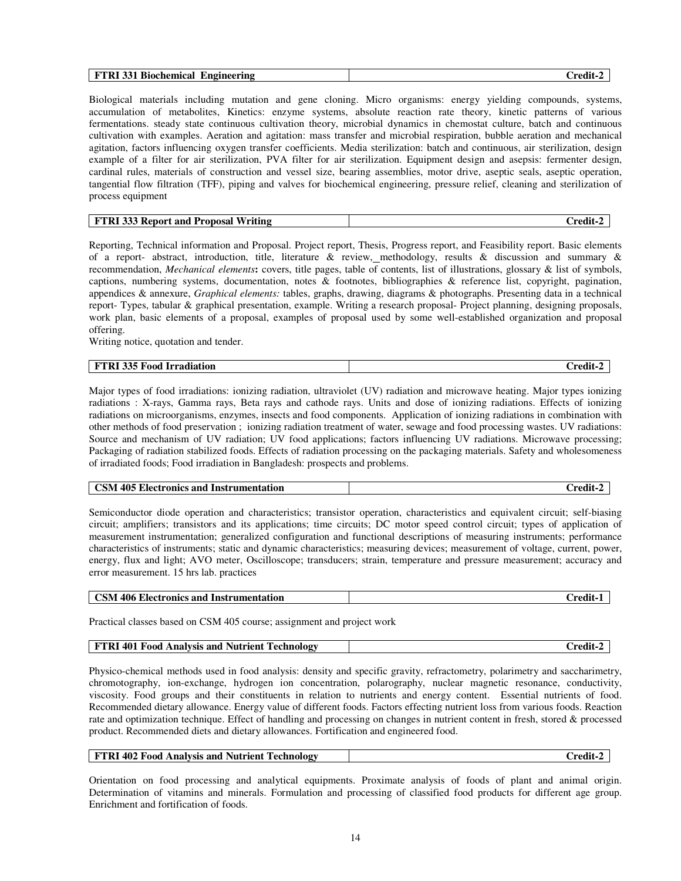| **FTRI 331 Biochemical Engineering** | **Credit-2** |
|---|---|

Biological materials including mutation and gene cloning. Micro organisms: energy yielding compounds, systems, accumulation of metabolites, Kinetics: enzyme systems, absolute reaction rate theory, kinetic patterns of various fermentations. steady state continuous cultivation theory, microbial dynamics in chemostat culture, batch and continuous cultivation with examples. Aeration and agitation: mass transfer and microbial respiration, bubble aeration and mechanical agitation, factors influencing oxygen transfer coefficients. Media sterilization: batch and continuous, air sterilization, design example of a filter for air sterilization, PVA filter for air sterilization. Equipment design and asepsis: fermenter design, cardinal rules, materials of construction and vessel size, bearing assemblies, motor drive, aseptic seals, aseptic operation, tangential flow filtration (TFF), piping and valves for biochemical engineering, pressure relief, cleaning and sterilization of process equipment

| **FTRI 333 Report and Proposal Writing** | **Credit-2** |
|---|---|

Reporting, Technical information and Proposal. Project report, Thesis, Progress report, and Feasibility report. Basic elements of a report- abstract, introduction, title, literature & review, methodology, results & discussion and summary & recommendation, *Mechanical elements***:** covers, title pages, table of contents, list of illustrations, glossary & list of symbols, captions, numbering systems, documentation, notes & footnotes, bibliographies & reference list, copyright, pagination, appendices & annexure, *Graphical elements:* tables, graphs, drawing, diagrams & photographs. Presenting data in a technical report- Types, tabular & graphical presentation, example. Writing a research proposal- Project planning, designing proposals, work plan, basic elements of a proposal, examples of proposal used by some well-established organization and proposal offering.
Writing notice, quotation and tender.

| **FTRI 335 Food Irradiation** | **Credit-2** |
|---|---|

Major types of food irradiations: ionizing radiation, ultraviolet (UV) radiation and microwave heating. Major types ionizing radiations : X-rays, Gamma rays, Beta rays and cathode rays. Units and dose of ionizing radiations. Effects of ionizing radiations on microorganisms, enzymes, insects and food components. Application of ionizing radiations in combination with other methods of food preservation ; ionizing radiation treatment of water, sewage and food processing wastes. UV radiations: Source and mechanism of UV radiation; UV food applications; factors influencing UV radiations. Microwave processing; Packaging of radiation stabilized foods. Effects of radiation processing on the packaging materials. Safety and wholesomeness of irradiated foods; Food irradiation in Bangladesh: prospects and problems.

| **CSM 405 Electronics and Instrumentation** | **Credit-2** |
|---|---|

Semiconductor diode operation and characteristics; transistor operation, characteristics and equivalent circuit; self-biasing circuit; amplifiers; transistors and its applications; time circuits; DC motor speed control circuit; types of application of measurement instrumentation; generalized configuration and functional descriptions of measuring instruments; performance characteristics of instruments; static and dynamic characteristics; measuring devices; measurement of voltage, current, power, energy, flux and light; AVO meter, Oscilloscope; transducers; strain, temperature and pressure measurement; accuracy and error measurement. 15 hrs lab. practices

| **CSM 406 Electronics and Instrumentation** | **Credit-1** |
|---|---|

Practical classes based on CSM 405 course; assignment and project work

| **FTRI 401 Food Analysis and Nutrient Technology** | **Credit-2** |
|---|---|

Physico-chemical methods used in food analysis: density and specific gravity, refractometry, polarimetry and saccharimetry, chromotography, ion-exchange, hydrogen ion concentration, polarography, nuclear magnetic resonance, conductivity, viscosity. Food groups and their constituents in relation to nutrients and energy content. Essential nutrients of food. Recommended dietary allowance. Energy value of different foods. Factors effecting nutrient loss from various foods. Reaction rate and optimization technique. Effect of handling and processing on changes in nutrient content in fresh, stored & processed product. Recommended diets and dietary allowances. Fortification and engineered food.

| **FTRI 402 Food Analysis and Nutrient Technology** | **Credit-2** |
|---|---|

Orientation on food processing and analytical equipments. Proximate analysis of foods of plant and animal origin. Determination of vitamins and minerals. Formulation and processing of classified food products for different age group. Enrichment and fortification of foods.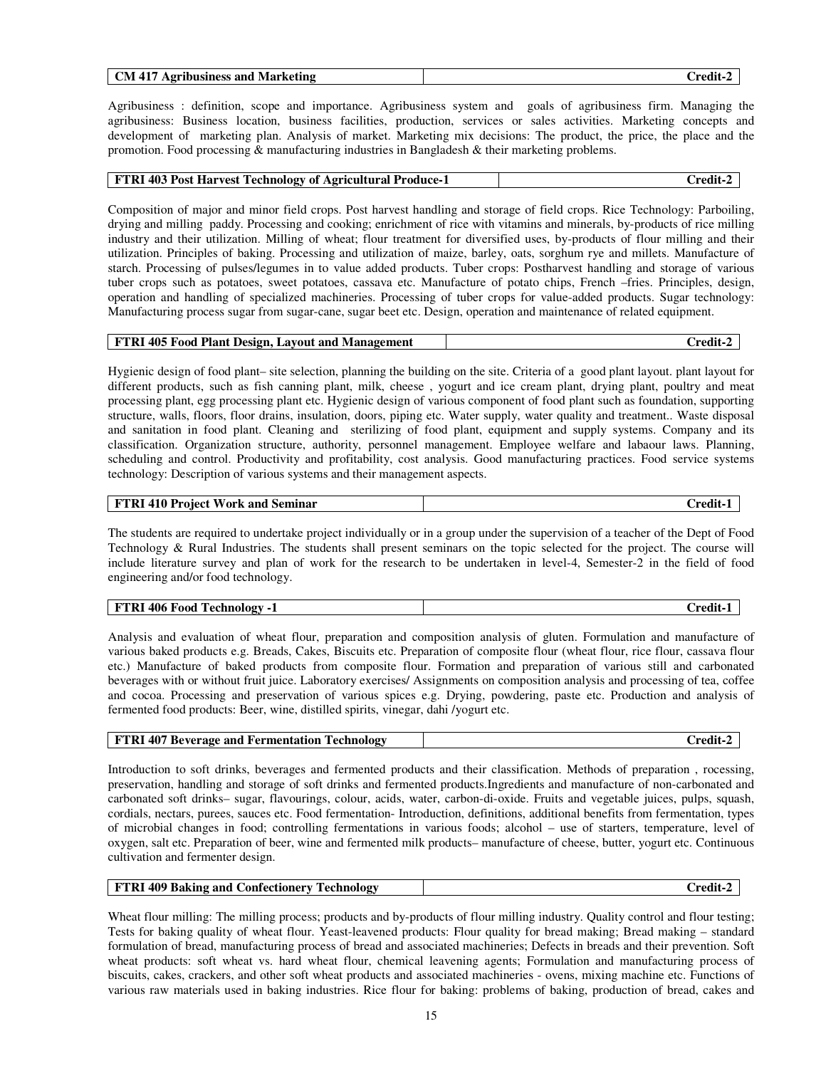| CM 417 Agribusiness and Marketing | Credit-2 |
|---|---|

Agribusiness : definition, scope and importance. Agribusiness system and goals of agribusiness firm. Managing the agribusiness: Business location, business facilities, production, services or sales activities. Marketing concepts and development of marketing plan. Analysis of market. Marketing mix decisions: The product, the price, the place and the promotion. Food processing & manufacturing industries in Bangladesh & their marketing problems.

| FTRI 403 Post Harvest Technology of Agricultural Produce-1 | Credit-2 |
|---|---|

Composition of major and minor field crops. Post harvest handling and storage of field crops. Rice Technology: Parboiling, drying and milling paddy. Processing and cooking; enrichment of rice with vitamins and minerals, by-products of rice milling industry and their utilization. Milling of wheat; flour treatment for diversified uses, by-products of flour milling and their utilization. Principles of baking. Processing and utilization of maize, barley, oats, sorghum rye and millets. Manufacture of starch. Processing of pulses/legumes in to value added products. Tuber crops: Postharvest handling and storage of various tuber crops such as potatoes, sweet potatoes, cassava etc. Manufacture of potato chips, French –fries. Principles, design, operation and handling of specialized machineries. Processing of tuber crops for value-added products. Sugar technology: Manufacturing process sugar from sugar-cane, sugar beet etc. Design, operation and maintenance of related equipment.

| FTRI 405 Food Plant Design, Layout and Management | Credit-2 |
|---|---|

Hygienic design of food plant– site selection, planning the building on the site. Criteria of a good plant layout. plant layout for different products, such as fish canning plant, milk, cheese , yogurt and ice cream plant, drying plant, poultry and meat processing plant, egg processing plant etc. Hygienic design of various component of food plant such as foundation, supporting structure, walls, floors, floor drains, insulation, doors, piping etc. Water supply, water quality and treatment.. Waste disposal and sanitation in food plant. Cleaning and sterilizing of food plant, equipment and supply systems. Company and its classification. Organization structure, authority, personnel management. Employee welfare and labaour laws. Planning, scheduling and control. Productivity and profitability, cost analysis. Good manufacturing practices. Food service systems technology: Description of various systems and their management aspects.

| FTRI 410 Project Work and Seminar | Credit-1 |
|---|---|

The students are required to undertake project individually or in a group under the supervision of a teacher of the Dept of Food Technology & Rural Industries. The students shall present seminars on the topic selected for the project. The course will include literature survey and plan of work for the research to be undertaken in level-4, Semester-2 in the field of food engineering and/or food technology.

| FTRI 406 Food Technology -1 | Credit-1 |
|---|---|

Analysis and evaluation of wheat flour, preparation and composition analysis of gluten. Formulation and manufacture of various baked products e.g. Breads, Cakes, Biscuits etc. Preparation of composite flour (wheat flour, rice flour, cassava flour etc.) Manufacture of baked products from composite flour. Formation and preparation of various still and carbonated beverages with or without fruit juice. Laboratory exercises/ Assignments on composition analysis and processing of tea, coffee and cocoa. Processing and preservation of various spices e.g. Drying, powdering, paste etc. Production and analysis of fermented food products: Beer, wine, distilled spirits, vinegar, dahi /yogurt etc.

| FTRI 407 Beverage and Fermentation Technology | Credit-2 |
|---|---|

Introduction to soft drinks, beverages and fermented products and their classification. Methods of preparation , rocessing, preservation, handling and storage of soft drinks and fermented products.Ingredients and manufacture of non-carbonated and carbonated soft drinks– sugar, flavourings, colour, acids, water, carbon-di-oxide. Fruits and vegetable juices, pulps, squash, cordials, nectars, purees, sauces etc. Food fermentation- Introduction, definitions, additional benefits from fermentation, types of microbial changes in food; controlling fermentations in various foods; alcohol – use of starters, temperature, level of oxygen, salt etc. Preparation of beer, wine and fermented milk products– manufacture of cheese, butter, yogurt etc. Continuous cultivation and fermenter design.

| FTRI 409 Baking and Confectionery Technology | Credit-2 |
|---|---|

Wheat flour milling: The milling process; products and by-products of flour milling industry. Quality control and flour testing; Tests for baking quality of wheat flour. Yeast-leavened products: Flour quality for bread making; Bread making – standard formulation of bread, manufacturing process of bread and associated machineries; Defects in breads and their prevention. Soft wheat products: soft wheat vs. hard wheat flour, chemical leavening agents; Formulation and manufacturing process of biscuits, cakes, crackers, and other soft wheat products and associated machineries - ovens, mixing machine etc. Functions of various raw materials used in baking industries. Rice flour for baking: problems of baking, production of bread, cakes and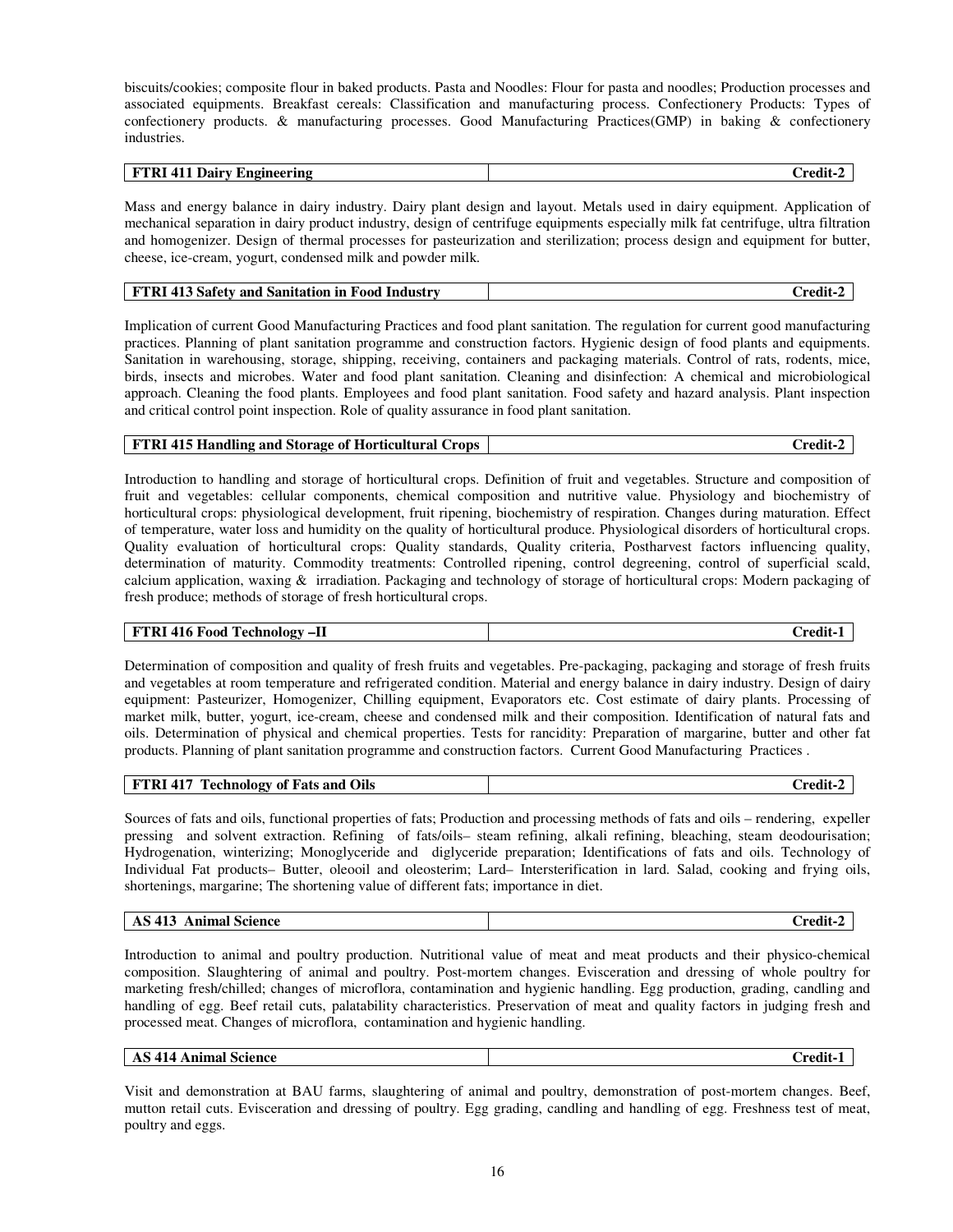biscuits/cookies; composite flour in baked products. Pasta and Noodles: Flour for pasta and noodles; Production processes and associated equipments. Breakfast cereals: Classification and manufacturing process. Confectionery Products: Types of confectionery products. & manufacturing processes. Good Manufacturing Practices(GMP) in baking & confectionery industries.

| **FTRI 411 Dairy Engineering** | **Credit-2** |
|---|---|

Mass and energy balance in dairy industry. Dairy plant design and layout. Metals used in dairy equipment. Application of mechanical separation in dairy product industry, design of centrifuge equipments especially milk fat centrifuge, ultra filtration and homogenizer. Design of thermal processes for pasteurization and sterilization; process design and equipment for butter, cheese, ice-cream, yogurt, condensed milk and powder milk.

| **FTRI 413 Safety and Sanitation in Food Industry** | **Credit-2** |
|---|---|

Implication of current Good Manufacturing Practices and food plant sanitation. The regulation for current good manufacturing practices. Planning of plant sanitation programme and construction factors. Hygienic design of food plants and equipments. Sanitation in warehousing, storage, shipping, receiving, containers and packaging materials. Control of rats, rodents, mice, birds, insects and microbes. Water and food plant sanitation. Cleaning and disinfection: A chemical and microbiological approach. Cleaning the food plants. Employees and food plant sanitation. Food safety and hazard analysis. Plant inspection and critical control point inspection. Role of quality assurance in food plant sanitation.

| **FTRI 415 Handling and Storage of Horticultural Crops** | **Credit-2** |
|---|---|

Introduction to handling and storage of horticultural crops. Definition of fruit and vegetables. Structure and composition of fruit and vegetables: cellular components, chemical composition and nutritive value. Physiology and biochemistry of horticultural crops: physiological development, fruit ripening, biochemistry of respiration. Changes during maturation. Effect of temperature, water loss and humidity on the quality of horticultural produce. Physiological disorders of horticultural crops. Quality evaluation of horticultural crops: Quality standards, Quality criteria, Postharvest factors influencing quality, determination of maturity. Commodity treatments: Controlled ripening, control degreening, control of superficial scald, calcium application, waxing & irradiation. Packaging and technology of storage of horticultural crops: Modern packaging of fresh produce; methods of storage of fresh horticultural crops.

| **FTRI 416 Food Technology –II** | **Credit-1** |
|---|---|

Determination of composition and quality of fresh fruits and vegetables. Pre-packaging, packaging and storage of fresh fruits and vegetables at room temperature and refrigerated condition. Material and energy balance in dairy industry. Design of dairy equipment: Pasteurizer, Homogenizer, Chilling equipment, Evaporators etc. Cost estimate of dairy plants. Processing of market milk, butter, yogurt, ice-cream, cheese and condensed milk and their composition. Identification of natural fats and oils. Determination of physical and chemical properties. Tests for rancidity: Preparation of margarine, butter and other fat products. Planning of plant sanitation programme and construction factors. Current Good Manufacturing Practices .

| **FTRI 417 Technology of Fats and Oils** | **Credit-2** |
|---|---|

Sources of fats and oils, functional properties of fats; Production and processing methods of fats and oils – rendering, expeller pressing and solvent extraction. Refining of fats/oils– steam refining, alkali refining, bleaching, steam deodourisation; Hydrogenation, winterizing; Monoglyceride and diglyceride preparation; Identifications of fats and oils. Technology of Individual Fat products– Butter, oleooil and oleosterim; Lard– Intersterification in lard. Salad, cooking and frying oils, shortenings, margarine; The shortening value of different fats; importance in diet.

| **AS 413 Animal Science** | **Credit-2** |
|---|---|

Introduction to animal and poultry production. Nutritional value of meat and meat products and their physico-chemical composition. Slaughtering of animal and poultry. Post-mortem changes. Evisceration and dressing of whole poultry for marketing fresh/chilled; changes of microflora, contamination and hygienic handling. Egg production, grading, candling and handling of egg. Beef retail cuts, palatability characteristics. Preservation of meat and quality factors in judging fresh and processed meat. Changes of microflora, contamination and hygienic handling.

| **AS 414 Animal Science** | **Credit-1** |
|---|---|

Visit and demonstration at BAU farms, slaughtering of animal and poultry, demonstration of post-mortem changes. Beef, mutton retail cuts. Evisceration and dressing of poultry. Egg grading, candling and handling of egg. Freshness test of meat, poultry and eggs.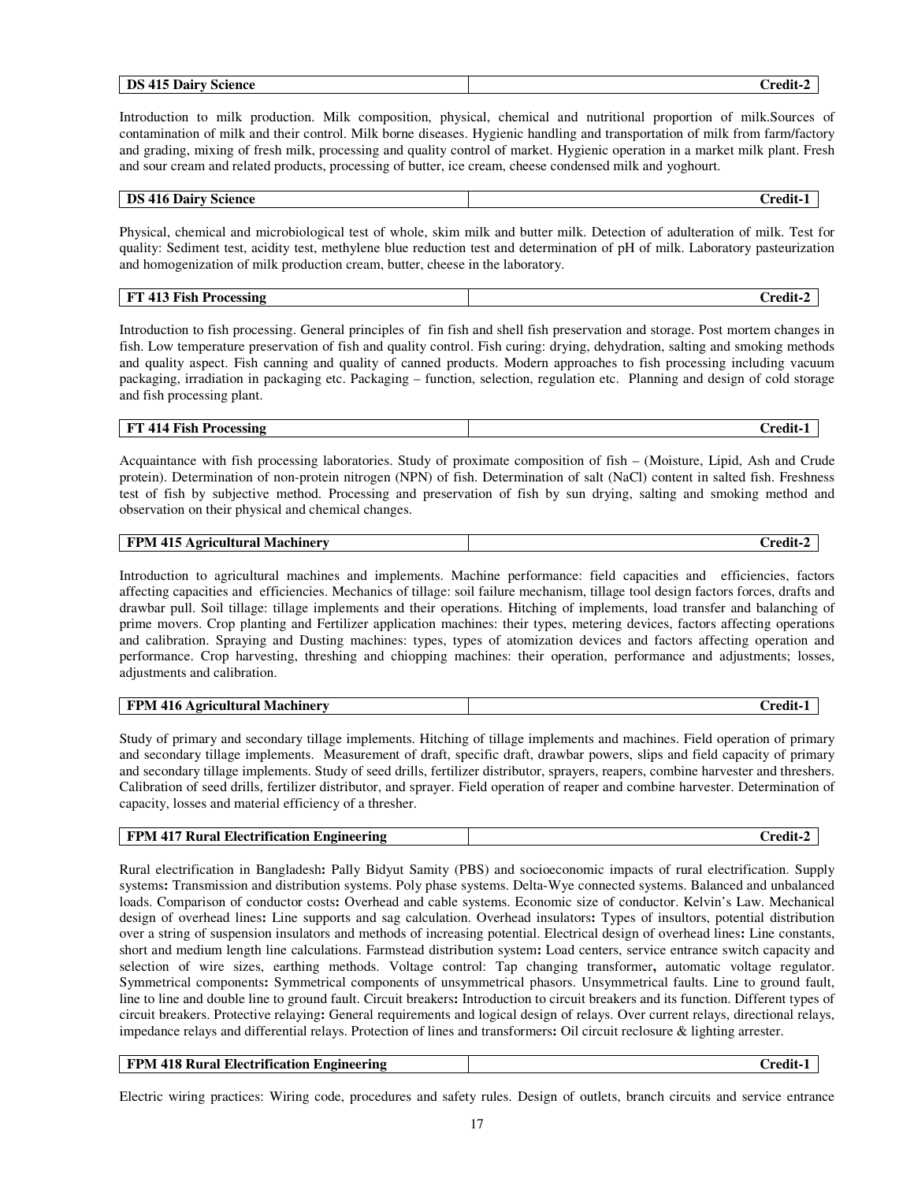| DS 415 Dairy Science | Credit-2 |
|---|---|

Introduction to milk production. Milk composition, physical, chemical and nutritional proportion of milk.Sources of contamination of milk and their control. Milk borne diseases. Hygienic handling and transportation of milk from farm/factory and grading, mixing of fresh milk, processing and quality control of market. Hygienic operation in a market milk plant. Fresh and sour cream and related products, processing of butter, ice cream, cheese condensed milk and yoghourt.

| DS 416 Dairy Science | Credit-1 |
|---|---|

Physical, chemical and microbiological test of whole, skim milk and butter milk. Detection of adulteration of milk. Test for quality: Sediment test, acidity test, methylene blue reduction test and determination of pH of milk. Laboratory pasteurization and homogenization of milk production cream, butter, cheese in the laboratory.

| FT 413 Fish Processing | Credit-2 |
|---|---|

Introduction to fish processing. General principles of fin fish and shell fish preservation and storage. Post mortem changes in fish. Low temperature preservation of fish and quality control. Fish curing: drying, dehydration, salting and smoking methods and quality aspect. Fish canning and quality of canned products. Modern approaches to fish processing including vacuum packaging, irradiation in packaging etc. Packaging – function, selection, regulation etc. Planning and design of cold storage and fish processing plant.

| FT 414 Fish Processing | Credit-1 |
|---|---|

Acquaintance with fish processing laboratories. Study of proximate composition of fish – (Moisture, Lipid, Ash and Crude protein). Determination of non-protein nitrogen (NPN) of fish. Determination of salt (NaCl) content in salted fish. Freshness test of fish by subjective method. Processing and preservation of fish by sun drying, salting and smoking method and observation on their physical and chemical changes.

| FPM 415 Agricultural Machinery | Credit-2 |
|---|---|

Introduction to agricultural machines and implements. Machine performance: field capacities and efficiencies, factors affecting capacities and efficiencies. Mechanics of tillage: soil failure mechanism, tillage tool design factors forces, drafts and drawbar pull. Soil tillage: tillage implements and their operations. Hitching of implements, load transfer and balanching of prime movers. Crop planting and Fertilizer application machines: their types, metering devices, factors affecting operations and calibration. Spraying and Dusting machines: types, types of atomization devices and factors affecting operation and performance. Crop harvesting, threshing and chiopping machines: their operation, performance and adjustments; losses, adjustments and calibration.

| FPM 416 Agricultural Machinery | Credit-1 |
|---|---|

Study of primary and secondary tillage implements. Hitching of tillage implements and machines. Field operation of primary and secondary tillage implements. Measurement of draft, specific draft, drawbar powers, slips and field capacity of primary and secondary tillage implements. Study of seed drills, fertilizer distributor, sprayers, reapers, combine harvester and threshers. Calibration of seed drills, fertilizer distributor, and sprayer. Field operation of reaper and combine harvester. Determination of capacity, losses and material efficiency of a thresher.

| FPM 417 Rural Electrification Engineering | Credit-2 |
|---|---|

Rural electrification in Bangladesh**:** Pally Bidyut Samity (PBS) and socioeconomic impacts of rural electrification. Supply systems**:** Transmission and distribution systems. Poly phase systems. Delta-Wye connected systems. Balanced and unbalanced loads. Comparison of conductor costs**:** Overhead and cable systems. Economic size of conductor. Kelvin's Law. Mechanical design of overhead lines**:** Line supports and sag calculation. Overhead insulators**:** Types of insultors, potential distribution over a string of suspension insulators and methods of increasing potential. Electrical design of overhead lines**:** Line constants, short and medium length line calculations. Farmstead distribution system**:** Load centers, service entrance switch capacity and selection of wire sizes, earthing methods. Voltage control: Tap changing transformer**,** automatic voltage regulator. Symmetrical components**:** Symmetrical components of unsymmetrical phasors. Unsymmetrical faults. Line to ground fault, line to line and double line to ground fault. Circuit breakers**:** Introduction to circuit breakers and its function. Different types of circuit breakers. Protective relaying**:** General requirements and logical design of relays. Over current relays, directional relays, impedance relays and differential relays. Protection of lines and transformers**:** Oil circuit reclosure & lighting arrester.

| FPM 418 Rural Electrification Engineering | Credit-1 |
|---|---|

Electric wiring practices: Wiring code, procedures and safety rules. Design of outlets, branch circuits and service entrance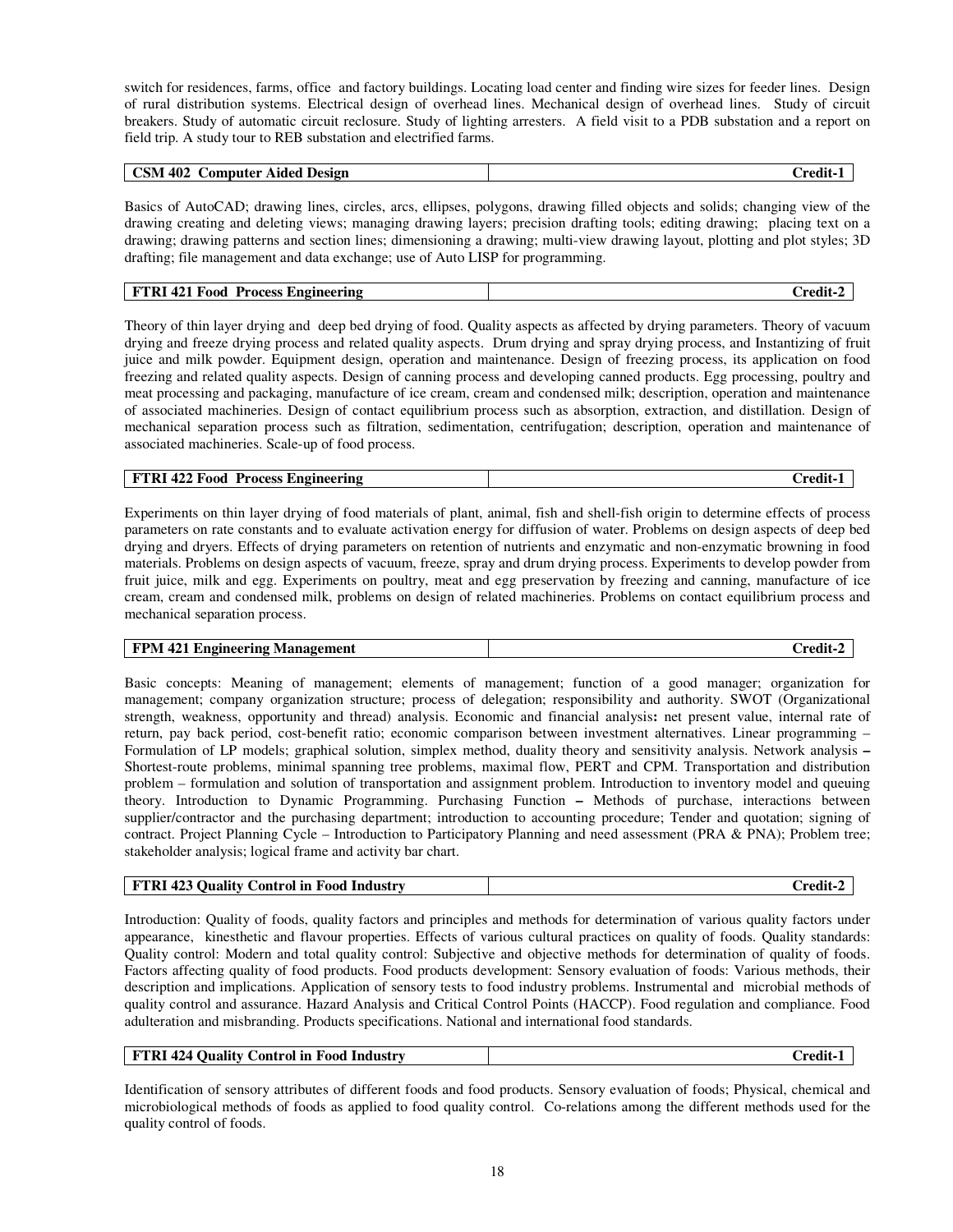switch for residences, farms, office and factory buildings. Locating load center and finding wire sizes for feeder lines. Design of rural distribution systems. Electrical design of overhead lines. Mechanical design of overhead lines. Study of circuit breakers. Study of automatic circuit reclosure. Study of lighting arresters. A field visit to a PDB substation and a report on field trip. A study tour to REB substation and electrified farms.

| **CSM 402 Computer Aided Design** | **Credit-1** |
|---|---|

Basics of AutoCAD; drawing lines, circles, arcs, ellipses, polygons, drawing filled objects and solids; changing view of the drawing creating and deleting views; managing drawing layers; precision drafting tools; editing drawing; placing text on a drawing; drawing patterns and section lines; dimensioning a drawing; multi-view drawing layout, plotting and plot styles; 3D drafting; file management and data exchange; use of Auto LISP for programming.

| **FTRI 421 Food Process Engineering** | **Credit-2** |
|---|---|

Theory of thin layer drying and deep bed drying of food. Quality aspects as affected by drying parameters. Theory of vacuum drying and freeze drying process and related quality aspects. Drum drying and spray drying process, and Instantizing of fruit juice and milk powder. Equipment design, operation and maintenance. Design of freezing process, its application on food freezing and related quality aspects. Design of canning process and developing canned products. Egg processing, poultry and meat processing and packaging, manufacture of ice cream, cream and condensed milk; description, operation and maintenance of associated machineries. Design of contact equilibrium process such as absorption, extraction, and distillation. Design of mechanical separation process such as filtration, sedimentation, centrifugation; description, operation and maintenance of associated machineries. Scale-up of food process.

| **FTRI 422 Food Process Engineering** | **Credit-1** |
|---|---|

Experiments on thin layer drying of food materials of plant, animal, fish and shell-fish origin to determine effects of process parameters on rate constants and to evaluate activation energy for diffusion of water. Problems on design aspects of deep bed drying and dryers. Effects of drying parameters on retention of nutrients and enzymatic and non-enzymatic browning in food materials. Problems on design aspects of vacuum, freeze, spray and drum drying process. Experiments to develop powder from fruit juice, milk and egg. Experiments on poultry, meat and egg preservation by freezing and canning, manufacture of ice cream, cream and condensed milk, problems on design of related machineries. Problems on contact equilibrium process and mechanical separation process.

| **FPM 421 Engineering Management** | **Credit-2** |
|---|---|

Basic concepts: Meaning of management; elements of management; function of a good manager; organization for management; company organization structure; process of delegation; responsibility and authority. SWOT (Organizational strength, weakness, opportunity and thread) analysis. Economic and financial analysis**:** net present value, internal rate of return, pay back period, cost-benefit ratio; economic comparison between investment alternatives. Linear programming – Formulation of LP models; graphical solution, simplex method, duality theory and sensitivity analysis. Network analysis **–** Shortest-route problems, minimal spanning tree problems, maximal flow, PERT and CPM. Transportation and distribution problem – formulation and solution of transportation and assignment problem. Introduction to inventory model and queuing theory. Introduction to Dynamic Programming. Purchasing Function **–** Methods of purchase, interactions between supplier/contractor and the purchasing department; introduction to accounting procedure; Tender and quotation; signing of contract. Project Planning Cycle – Introduction to Participatory Planning and need assessment (PRA & PNA); Problem tree; stakeholder analysis; logical frame and activity bar chart.

| **FTRI 423 Quality Control in Food Industry** | **Credit-2** |
|---|---|

Introduction: Quality of foods, quality factors and principles and methods for determination of various quality factors under appearance, kinesthetic and flavour properties. Effects of various cultural practices on quality of foods. Quality standards: Quality control: Modern and total quality control: Subjective and objective methods for determination of quality of foods. Factors affecting quality of food products. Food products development: Sensory evaluation of foods: Various methods, their description and implications. Application of sensory tests to food industry problems. Instrumental and microbial methods of quality control and assurance. Hazard Analysis and Critical Control Points (HACCP). Food regulation and compliance. Food adulteration and misbranding. Products specifications. National and international food standards.

| **FTRI 424 Quality Control in Food Industry** | **Credit-1** |
|---|---|

Identification of sensory attributes of different foods and food products. Sensory evaluation of foods; Physical, chemical and microbiological methods of foods as applied to food quality control. Co-relations among the different methods used for the quality control of foods.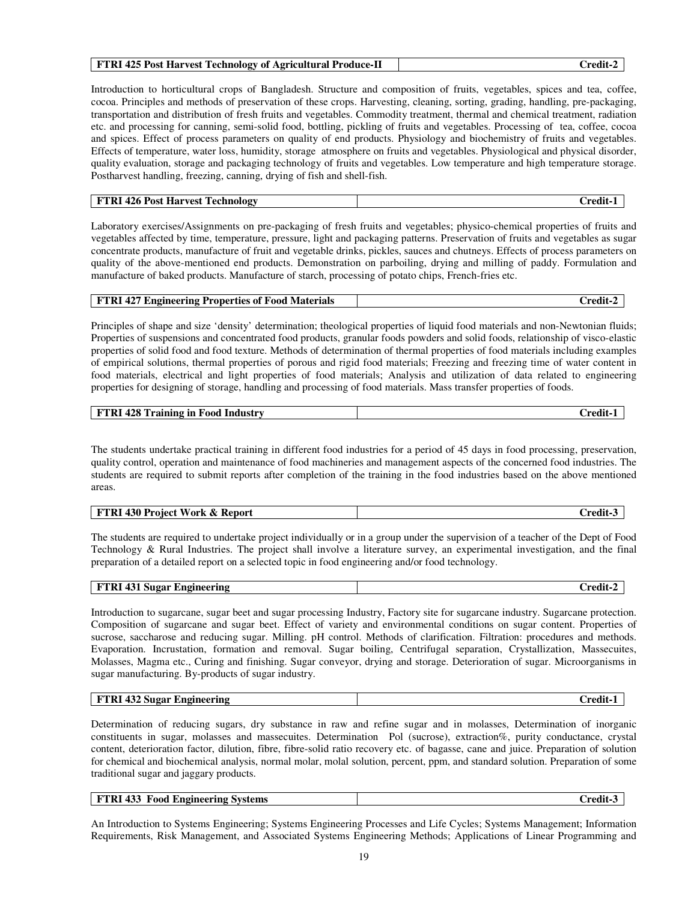| FTRI 425 Post Harvest Technology of Agricultural Produce-II | Credit-2 |
|---|---|

Introduction to horticultural crops of Bangladesh. Structure and composition of fruits, vegetables, spices and tea, coffee, cocoa. Principles and methods of preservation of these crops. Harvesting, cleaning, sorting, grading, handling, pre-packaging, transportation and distribution of fresh fruits and vegetables. Commodity treatment, thermal and chemical treatment, radiation etc. and processing for canning, semi-solid food, bottling, pickling of fruits and vegetables. Processing of tea, coffee, cocoa and spices. Effect of process parameters on quality of end products. Physiology and biochemistry of fruits and vegetables. Effects of temperature, water loss, humidity, storage atmosphere on fruits and vegetables. Physiological and physical disorder, quality evaluation, storage and packaging technology of fruits and vegetables. Low temperature and high temperature storage. Postharvest handling, freezing, canning, drying of fish and shell-fish.

| FTRI 426 Post Harvest Technology | Credit-1 |
|---|---|

Laboratory exercises/Assignments on pre-packaging of fresh fruits and vegetables; physico-chemical properties of fruits and vegetables affected by time, temperature, pressure, light and packaging patterns. Preservation of fruits and vegetables as sugar concentrate products, manufacture of fruit and vegetable drinks, pickles, sauces and chutneys. Effects of process parameters on quality of the above-mentioned end products. Demonstration on parboiling, drying and milling of paddy. Formulation and manufacture of baked products. Manufacture of starch, processing of potato chips, French-fries etc.

| FTRI 427 Engineering Properties of Food Materials | Credit-2 |
|---|---|

Principles of shape and size 'density' determination; theological properties of liquid food materials and non-Newtonian fluids; Properties of suspensions and concentrated food products, granular foods powders and solid foods, relationship of visco-elastic properties of solid food and food texture. Methods of determination of thermal properties of food materials including examples of empirical solutions, thermal properties of porous and rigid food materials; Freezing and freezing time of water content in food materials, electrical and light properties of food materials; Analysis and utilization of data related to engineering properties for designing of storage, handling and processing of food materials. Mass transfer properties of foods.

| FTRI 428 Training in Food Industry | Credit-1 |
|---|---|

The students undertake practical training in different food industries for a period of 45 days in food processing, preservation, quality control, operation and maintenance of food machineries and management aspects of the concerned food industries. The students are required to submit reports after completion of the training in the food industries based on the above mentioned areas.

| FTRI 430 Project Work & Report | Credit-3 |
|---|---|

The students are required to undertake project individually or in a group under the supervision of a teacher of the Dept of Food Technology & Rural Industries. The project shall involve a literature survey, an experimental investigation, and the final preparation of a detailed report on a selected topic in food engineering and/or food technology.

| FTRI 431 Sugar Engineering | Credit-2 |
|---|---|

Introduction to sugarcane, sugar beet and sugar processing Industry, Factory site for sugarcane industry. Sugarcane protection. Composition of sugarcane and sugar beet. Effect of variety and environmental conditions on sugar content. Properties of sucrose, saccharose and reducing sugar. Milling. pH control. Methods of clarification. Filtration: procedures and methods. Evaporation. Incrustation, formation and removal. Sugar boiling, Centrifugal separation, Crystallization, Massecuites, Molasses, Magma etc., Curing and finishing. Sugar conveyor, drying and storage. Deterioration of sugar. Microorganisms in sugar manufacturing. By-products of sugar industry.

| FTRI 432 Sugar Engineering | Credit-1 |
|---|---|

Determination of reducing sugars, dry substance in raw and refine sugar and in molasses, Determination of inorganic constituents in sugar, molasses and massecuites. Determination Pol (sucrose), extraction%, purity conductance, crystal content, deterioration factor, dilution, fibre, fibre-solid ratio recovery etc. of bagasse, cane and juice. Preparation of solution for chemical and biochemical analysis, normal molar, molal solution, percent, ppm, and standard solution. Preparation of some traditional sugar and jaggary products.

| FTRI 433 Food Engineering Systems | Credit-3 |
|---|---|

An Introduction to Systems Engineering; Systems Engineering Processes and Life Cycles; Systems Management; Information Requirements, Risk Management, and Associated Systems Engineering Methods; Applications of Linear Programming and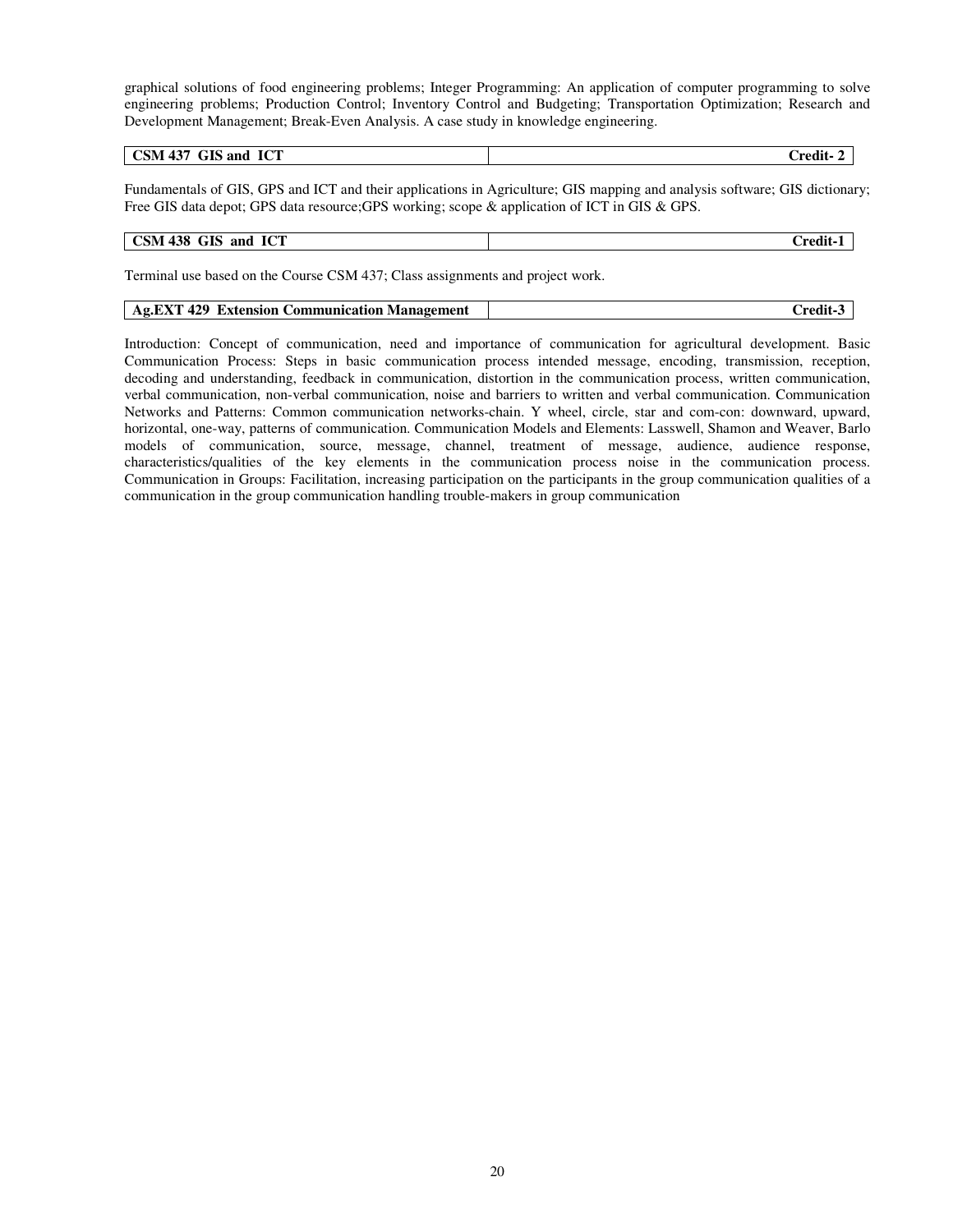graphical solutions of food engineering problems; Integer Programming: An application of computer programming to solve engineering problems; Production Control; Inventory Control and Budgeting; Transportation Optimization; Research and Development Management; Break-Even Analysis. A case study in knowledge engineering.

| **CSM 437 GIS and ICT** | **Credit- 2** |
|---|---|

Fundamentals of GIS, GPS and ICT and their applications in Agriculture; GIS mapping and analysis software; GIS dictionary; Free GIS data depot; GPS data resource;GPS working; scope & application of ICT in GIS & GPS.

| **CSM 438 GIS and ICT** | **Credit-1** |
|---|---|

Terminal use based on the Course CSM 437; Class assignments and project work.

| **Ag.EXT 429 Extension Communication Management** | **Credit-3** |
|---|---|

Introduction: Concept of communication, need and importance of communication for agricultural development. Basic Communication Process: Steps in basic communication process intended message, encoding, transmission, reception, decoding and understanding, feedback in communication, distortion in the communication process, written communication, verbal communication, non-verbal communication, noise and barriers to written and verbal communication. Communication Networks and Patterns: Common communication networks-chain. Y wheel, circle, star and com-con: downward, upward, horizontal, one-way, patterns of communication. Communication Models and Elements: Lasswell, Shamon and Weaver, Barlo models of communication, source, message, channel, treatment of message, audience, audience response, characteristics/qualities of the key elements in the communication process noise in the communication process. Communication in Groups: Facilitation, increasing participation on the participants in the group communication qualities of a communication in the group communication handling trouble-makers in group communication